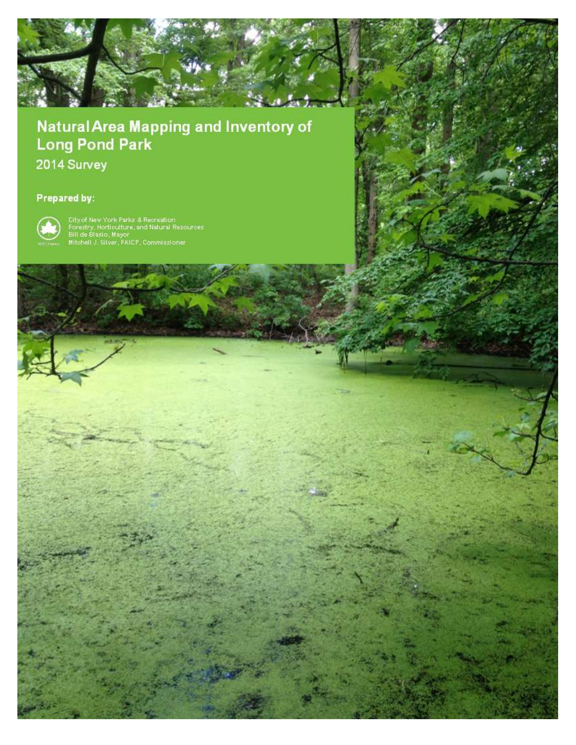# Natural Area Mapping and Inventory of Long Pond Park

2014 Survey

**Prepared by:**

City of New York Parks & Recreation
Forestry, Horticulture, and Natural Resources
Bill de Blasio, Mayor
Mitchell J. Silver, FAICP, Commissioner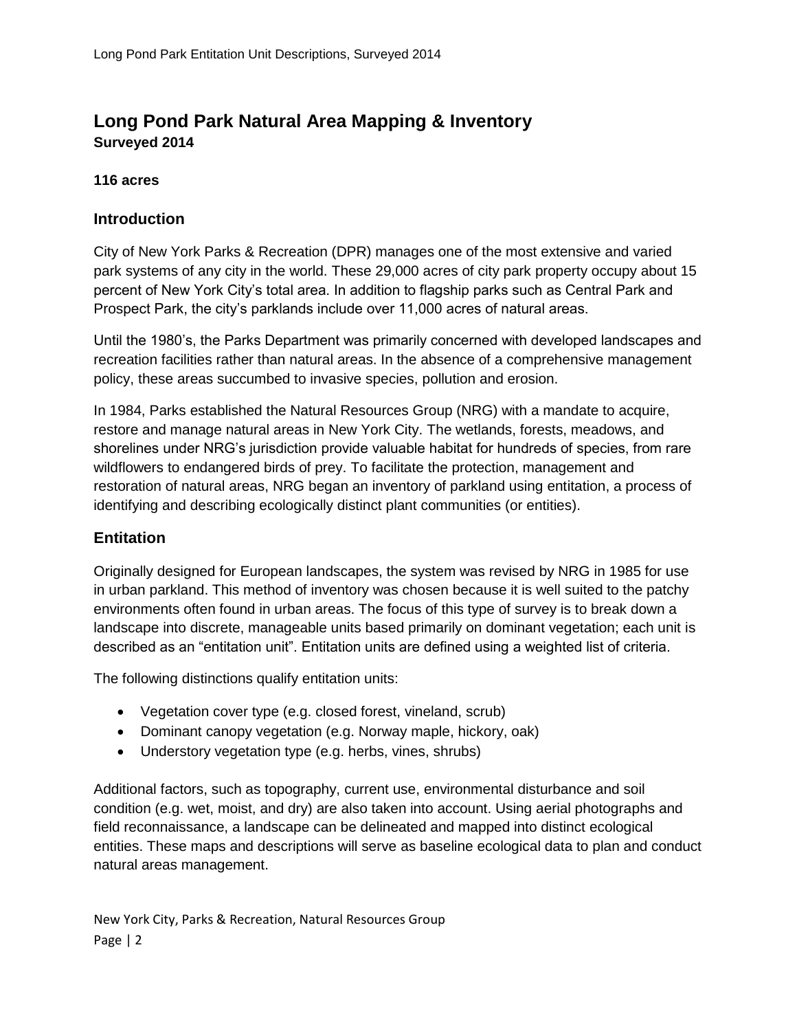# Long Pond Park Natural Area Mapping & Inventory

**Surveyed 2014**

**116 acres**

## Introduction

City of New York Parks & Recreation (DPR) manages one of the most extensive and varied park systems of any city in the world. These 29,000 acres of city park property occupy about 15 percent of New York City's total area. In addition to flagship parks such as Central Park and Prospect Park, the city's parklands include over 11,000 acres of natural areas.

Until the 1980's, the Parks Department was primarily concerned with developed landscapes and recreation facilities rather than natural areas. In the absence of a comprehensive management policy, these areas succumbed to invasive species, pollution and erosion.

In 1984, Parks established the Natural Resources Group (NRG) with a mandate to acquire, restore and manage natural areas in New York City. The wetlands, forests, meadows, and shorelines under NRG's jurisdiction provide valuable habitat for hundreds of species, from rare wildflowers to endangered birds of prey. To facilitate the protection, management and restoration of natural areas, NRG began an inventory of parkland using entitation, a process of identifying and describing ecologically distinct plant communities (or entities).

## Entitation

Originally designed for European landscapes, the system was revised by NRG in 1985 for use in urban parkland. This method of inventory was chosen because it is well suited to the patchy environments often found in urban areas. The focus of this type of survey is to break down a landscape into discrete, manageable units based primarily on dominant vegetation; each unit is described as an "entitation unit". Entitation units are defined using a weighted list of criteria.

The following distinctions qualify entitation units:

- Vegetation cover type (e.g. closed forest, vineland, scrub)
- Dominant canopy vegetation (e.g. Norway maple, hickory, oak)
- Understory vegetation type (e.g. herbs, vines, shrubs)

Additional factors, such as topography, current use, environmental disturbance and soil condition (e.g. wet, moist, and dry) are also taken into account. Using aerial photographs and field reconnaissance, a landscape can be delineated and mapped into distinct ecological entities. These maps and descriptions will serve as baseline ecological data to plan and conduct natural areas management.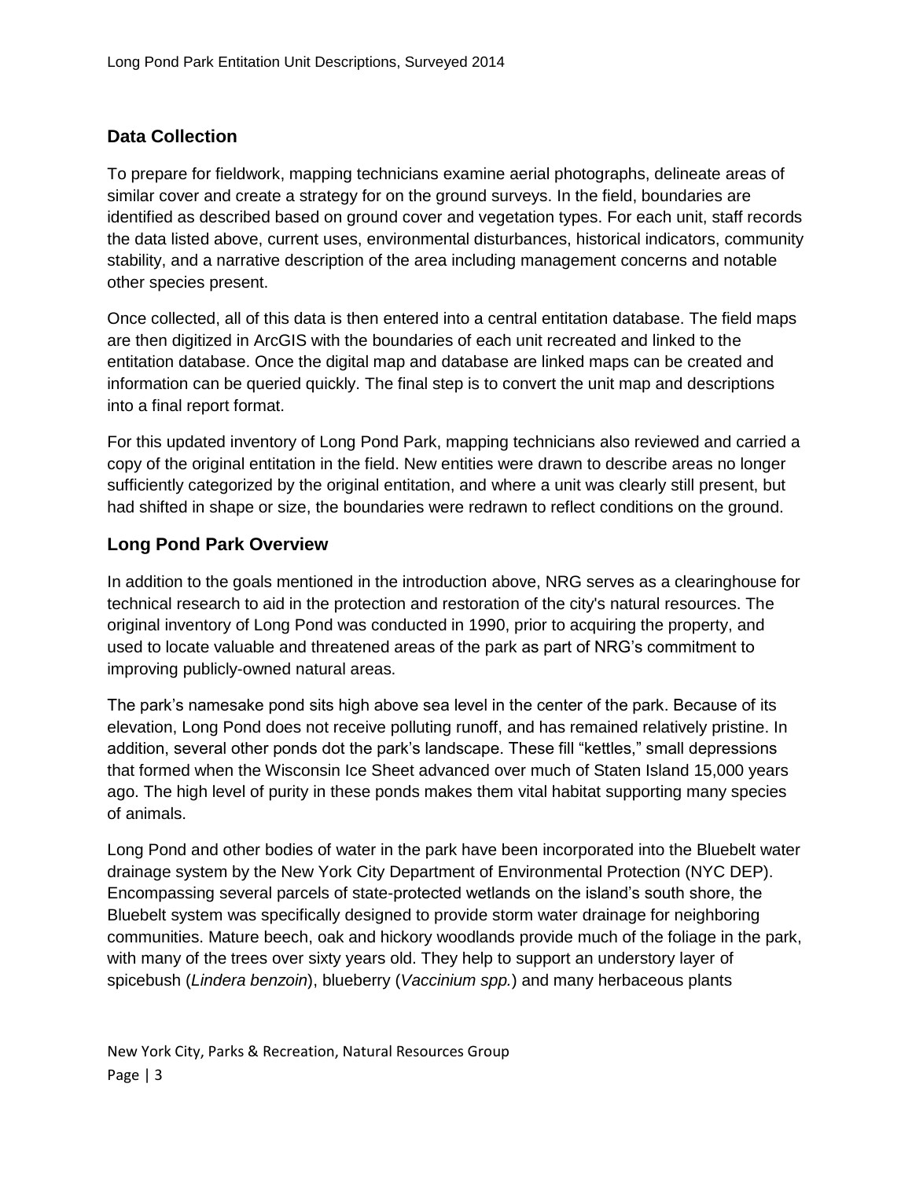## Data Collection

To prepare for fieldwork, mapping technicians examine aerial photographs, delineate areas of similar cover and create a strategy for on the ground surveys. In the field, boundaries are identified as described based on ground cover and vegetation types. For each unit, staff records the data listed above, current uses, environmental disturbances, historical indicators, community stability, and a narrative description of the area including management concerns and notable other species present.

Once collected, all of this data is then entered into a central entitation database. The field maps are then digitized in ArcGIS with the boundaries of each unit recreated and linked to the entitation database. Once the digital map and database are linked maps can be created and information can be queried quickly. The final step is to convert the unit map and descriptions into a final report format.

For this updated inventory of Long Pond Park, mapping technicians also reviewed and carried a copy of the original entitation in the field. New entities were drawn to describe areas no longer sufficiently categorized by the original entitation, and where a unit was clearly still present, but had shifted in shape or size, the boundaries were redrawn to reflect conditions on the ground.

## Long Pond Park Overview

In addition to the goals mentioned in the introduction above, NRG serves as a clearinghouse for technical research to aid in the protection and restoration of the city's natural resources. The original inventory of Long Pond was conducted in 1990, prior to acquiring the property, and used to locate valuable and threatened areas of the park as part of NRG's commitment to improving publicly-owned natural areas.

The park's namesake pond sits high above sea level in the center of the park. Because of its elevation, Long Pond does not receive polluting runoff, and has remained relatively pristine. In addition, several other ponds dot the park's landscape. These fill "kettles," small depressions that formed when the Wisconsin Ice Sheet advanced over much of Staten Island 15,000 years ago. The high level of purity in these ponds makes them vital habitat supporting many species of animals.

Long Pond and other bodies of water in the park have been incorporated into the Bluebelt water drainage system by the New York City Department of Environmental Protection (NYC DEP). Encompassing several parcels of state-protected wetlands on the island's south shore, the Bluebelt system was specifically designed to provide storm water drainage for neighboring communities. Mature beech, oak and hickory woodlands provide much of the foliage in the park, with many of the trees over sixty years old. They help to support an understory layer of spicebush (*Lindera benzoin*), blueberry (*Vaccinium spp.*) and many herbaceous plants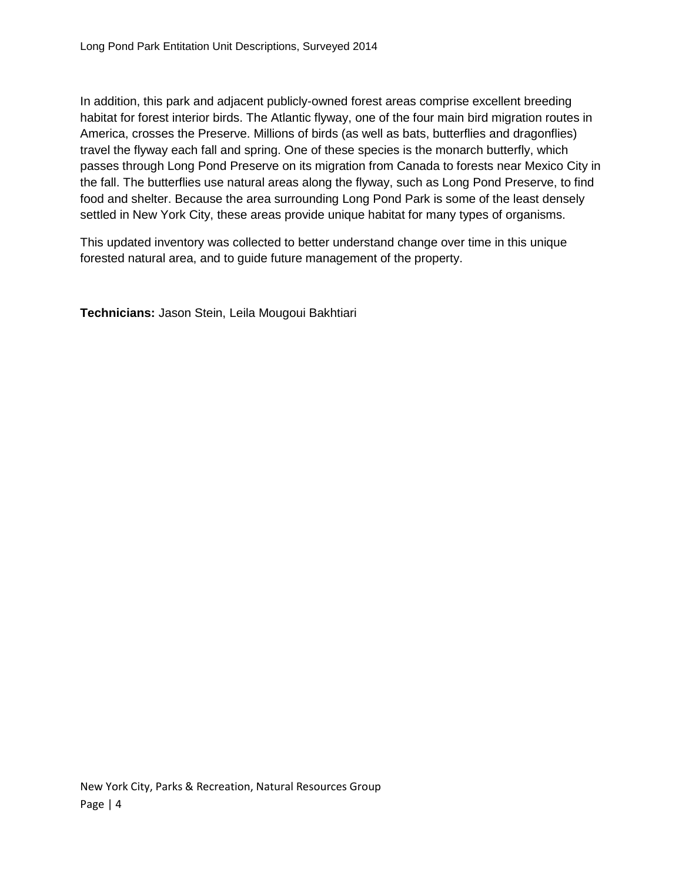In addition, this park and adjacent publicly-owned forest areas comprise excellent breeding habitat for forest interior birds. The Atlantic flyway, one of the four main bird migration routes in America, crosses the Preserve. Millions of birds (as well as bats, butterflies and dragonflies) travel the flyway each fall and spring. One of these species is the monarch butterfly, which passes through Long Pond Preserve on its migration from Canada to forests near Mexico City in the fall. The butterflies use natural areas along the flyway, such as Long Pond Preserve, to find food and shelter. Because the area surrounding Long Pond Park is some of the least densely settled in New York City, these areas provide unique habitat for many types of organisms.

This updated inventory was collected to better understand change over time in this unique forested natural area, and to guide future management of the property.

**Technicians:** Jason Stein, Leila Mougoui Bakhtiari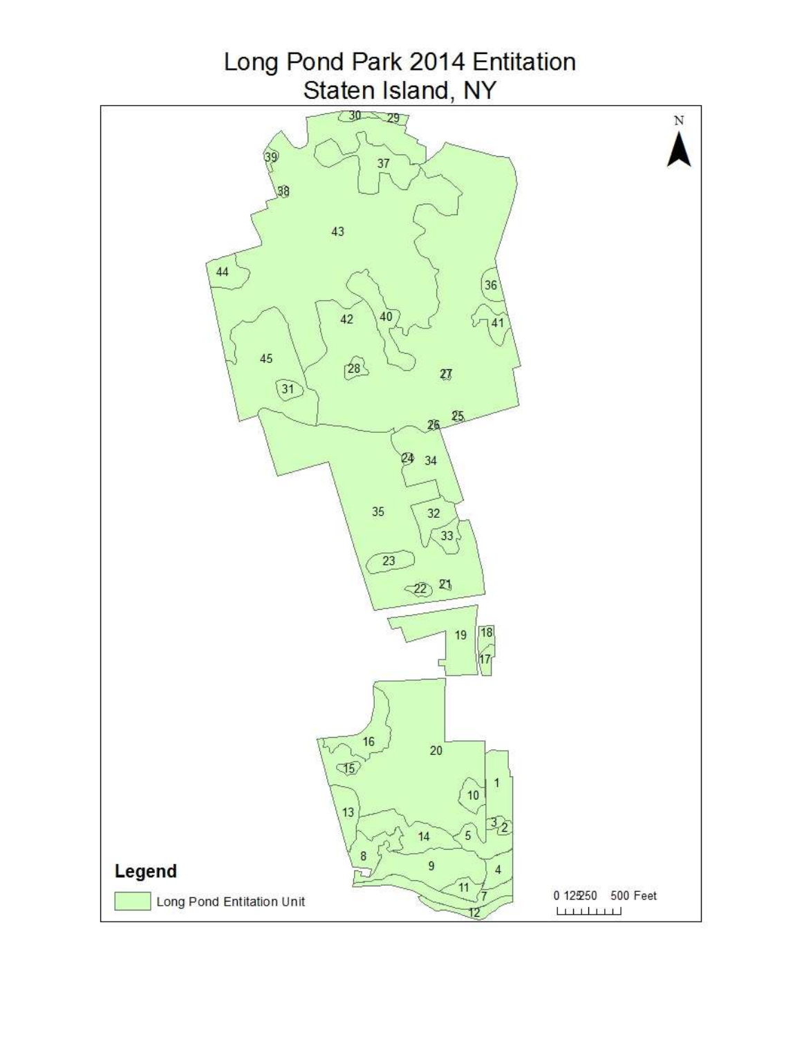# Long Pond Park 2014 Entitation
## Staten Island, NY

N

30 29 39 37 38 43 44 36 42 40 41 45 28 27 31 25 26 24 34 35 32 33 23 22 21 19 18 17 16 20 15 1 10 13 3 2 14 5 8 9 4 11 7 12

**Legend**

Long Pond Entitation Unit

0 125250 500 Feet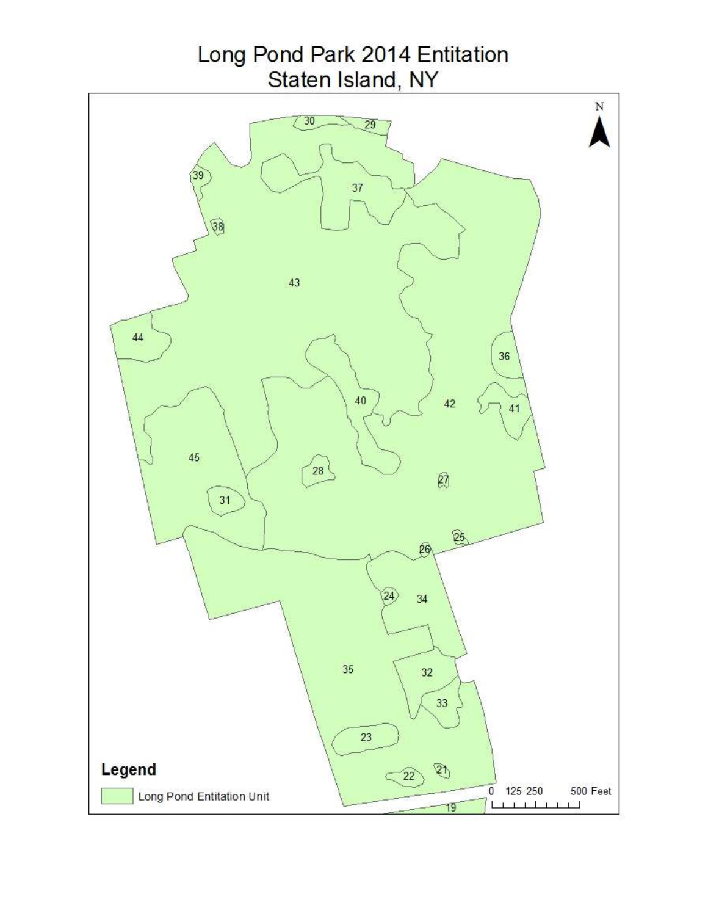# Long Pond Park 2014 Entitation
## Staten Island, NY

30 29 39 37 38 43 44 36 40 42 41 45 28 27 31 25 26 24 34 35 32 33 23 22 21 19

N

**Legend**

Long Pond Entitation Unit

0 125 250 500 Feet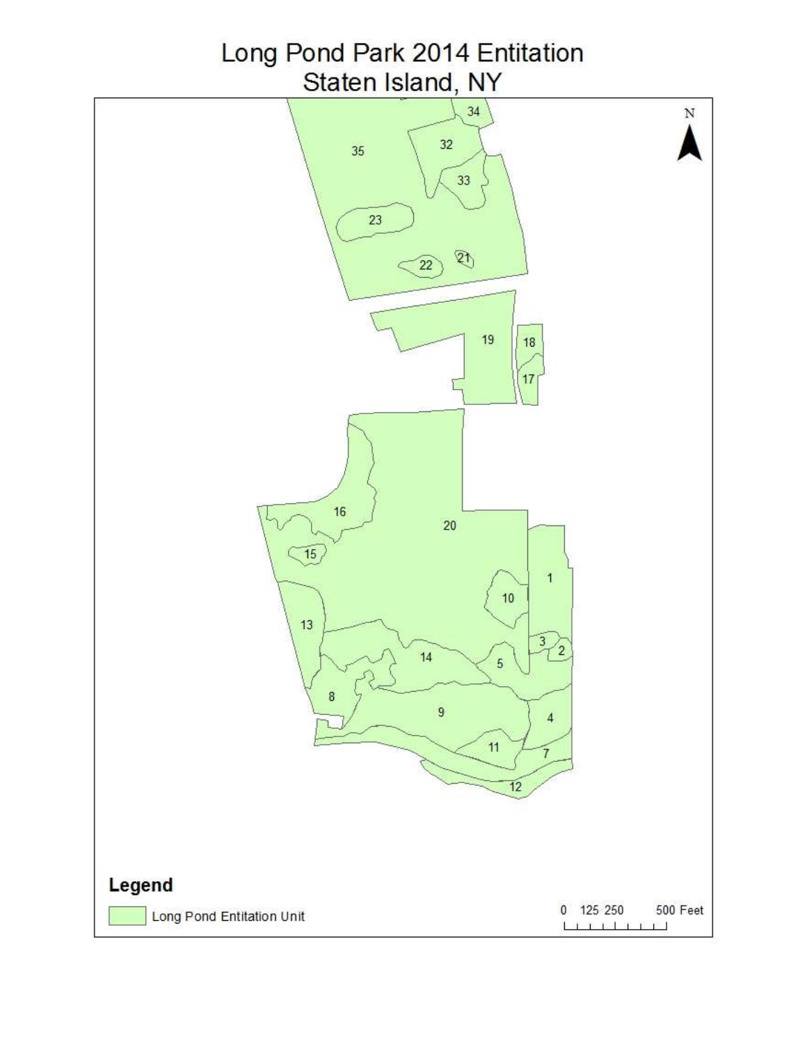# Long Pond Park 2014 Entitation
## Staten Island, NY

35, 34, 32, 33, 23, 22, 21, 19, 18, 17, 16, 20, 15, 1, 10, 13, 3, 2, 14, 5, 8, 9, 4, 11, 7, 12

N

**Legend**

Long Pond Entitation Unit

0 125 250 500 Feet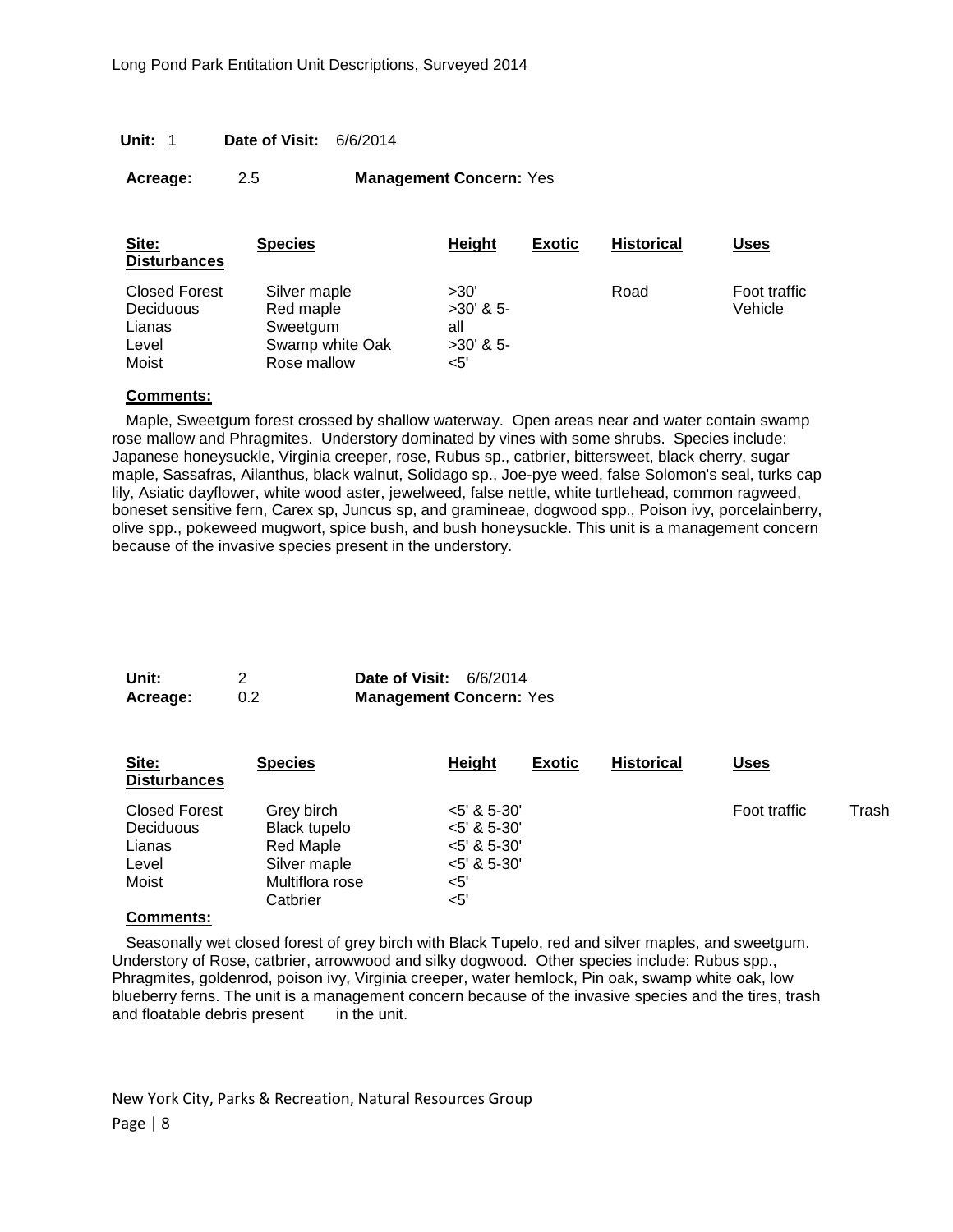**Unit:** 1 **Date of Visit:** 6/6/2014

**Acreage:** 2.5 **Management Concern:** Yes

| Site: Disturbances | Species | Height | Exotic | Historical | Uses |
|---|---|---|---|---|---|
| Closed Forest | Silver maple | >30' | | Road | Foot traffic |
| Deciduous | Red maple | >30' & 5- | | | Vehicle |
| Lianas | Sweetgum | all | | | |
| Level | Swamp white Oak | >30' & 5- | | | |
| Moist | Rose mallow | <5' | | | |

**Comments:**

Maple, Sweetgum forest crossed by shallow waterway. Open areas near and water contain swamp rose mallow and Phragmites. Understory dominated by vines with some shrubs. Species include: Japanese honeysuckle, Virginia creeper, rose, Rubus sp., catbrier, bittersweet, black cherry, sugar maple, Sassafras, Ailanthus, black walnut, Solidago sp., Joe-pye weed, false Solomon's seal, turks cap lily, Asiatic dayflower, white wood aster, jewelweed, false nettle, white turtlehead, common ragweed, boneset sensitive fern, Carex sp, Juncus sp, and gramineae, dogwood spp., Poison ivy, porcelainberry, olive spp., pokeweed mugwort, spice bush, and bush honeysuckle. This unit is a management concern because of the invasive species present in the understory.

**Unit:** 2 **Date of Visit:** 6/6/2014

**Acreage:** 0.2 **Management Concern:** Yes

| Site: Disturbances | Species | Height | Exotic | Historical | Uses | |
|---|---|---|---|---|---|---|
| Closed Forest | Grey birch | <5' & 5-30' | | | Foot traffic | Trash |
| Deciduous | Black tupelo | <5' & 5-30' | | | | |
| Lianas | Red Maple | <5' & 5-30' | | | | |
| Level | Silver maple | <5' & 5-30' | | | | |
| Moist | Multiflora rose | <5' | | | | |
| | Catbrier | <5' | | | | |

**Comments:**

Seasonally wet closed forest of grey birch with Black Tupelo, red and silver maples, and sweetgum. Understory of Rose, catbrier, arrowwood and silky dogwood. Other species include: Rubus spp., Phragmites, goldenrod, poison ivy, Virginia creeper, water hemlock, Pin oak, swamp white oak, low blueberry ferns. The unit is a management concern because of the invasive species and the tires, trash and floatable debris present in the unit.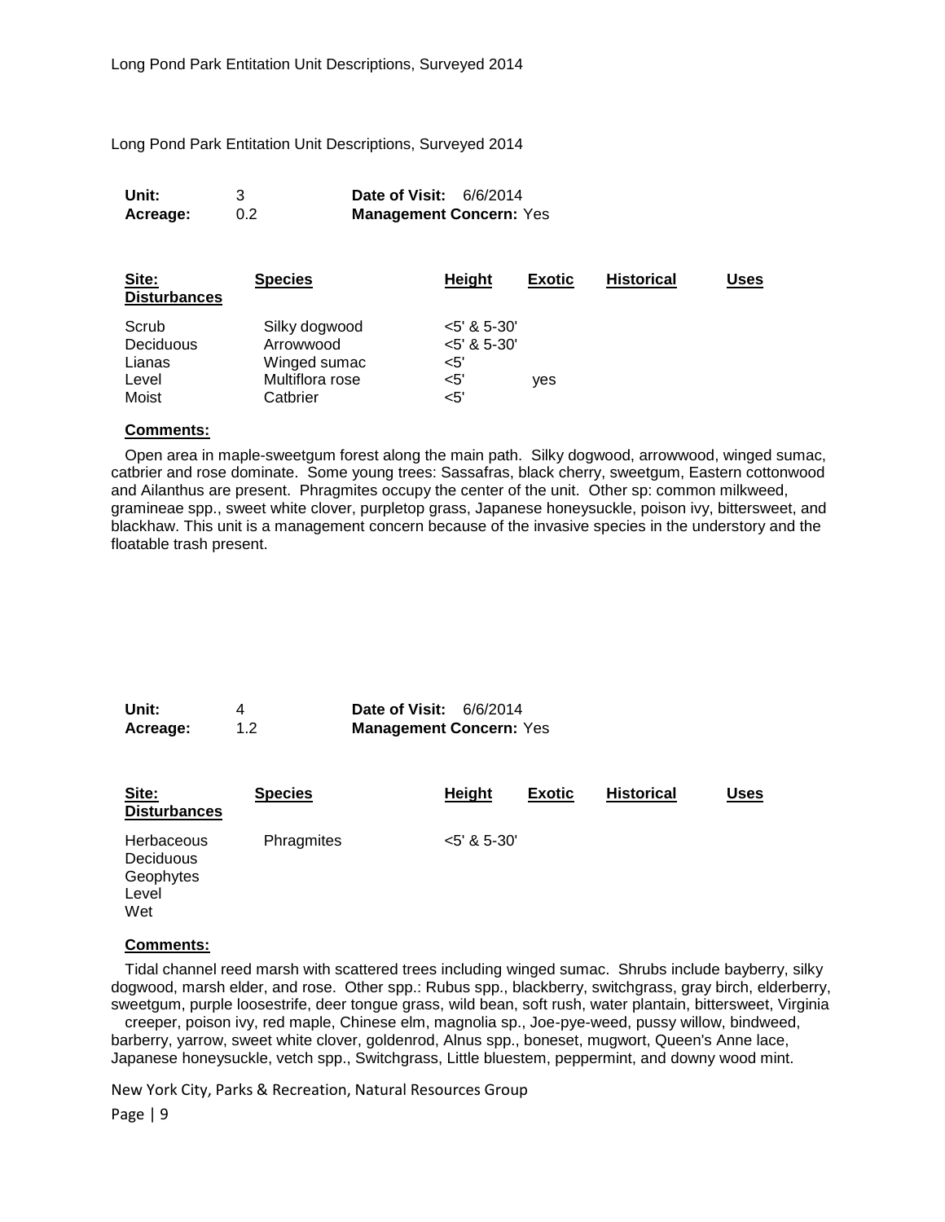Long Pond Park Entitation Unit Descriptions, Surveyed 2014

**Unit:** 3 **Date of Visit:** 6/6/2014
**Acreage:** 0.2 **Management Concern:** Yes

| Site: Disturbances | Species | Height | Exotic | Historical | Uses |
|---|---|---|---|---|---|
| Scrub | Silky dogwood | <5' & 5-30' | | | |
| Deciduous | Arrowwood | <5' & 5-30' | | | |
| Lianas | Winged sumac | <5' | | | |
| Level | Multiflora rose | <5' | yes | | |
| Moist | Catbrier | <5' | | | |

**Comments:**

Open area in maple-sweetgum forest along the main path. Silky dogwood, arrowwood, winged sumac, catbrier and rose dominate. Some young trees: Sassafras, black cherry, sweetgum, Eastern cottonwood and Ailanthus are present. Phragmites occupy the center of the unit. Other sp: common milkweed, gramineae spp., sweet white clover, purpletop grass, Japanese honeysuckle, poison ivy, bittersweet, and blackhaw. This unit is a management concern because of the invasive species in the understory and the floatable trash present.

**Unit:** 4 **Date of Visit:** 6/6/2014
**Acreage:** 1.2 **Management Concern:** Yes

| Site: Disturbances | Species | Height | Exotic | Historical | Uses |
|---|---|---|---|---|---|
| Herbaceous | Phragmites | <5' & 5-30' | | | |
| Deciduous | | | | | |
| Geophytes | | | | | |
| Level | | | | | |
| Wet | | | | | |

**Comments:**

Tidal channel reed marsh with scattered trees including winged sumac. Shrubs include bayberry, silky dogwood, marsh elder, and rose. Other spp.: Rubus spp., blackberry, switchgrass, gray birch, elderberry, sweetgum, purple loosestrife, deer tongue grass, wild bean, soft rush, water plantain, bittersweet, Virginia creeper, poison ivy, red maple, Chinese elm, magnolia sp., Joe-pye-weed, pussy willow, bindweed, barberry, yarrow, sweet white clover, goldenrod, Alnus spp., boneset, mugwort, Queen's Anne lace, Japanese honeysuckle, vetch spp., Switchgrass, Little bluestem, peppermint, and downy wood mint.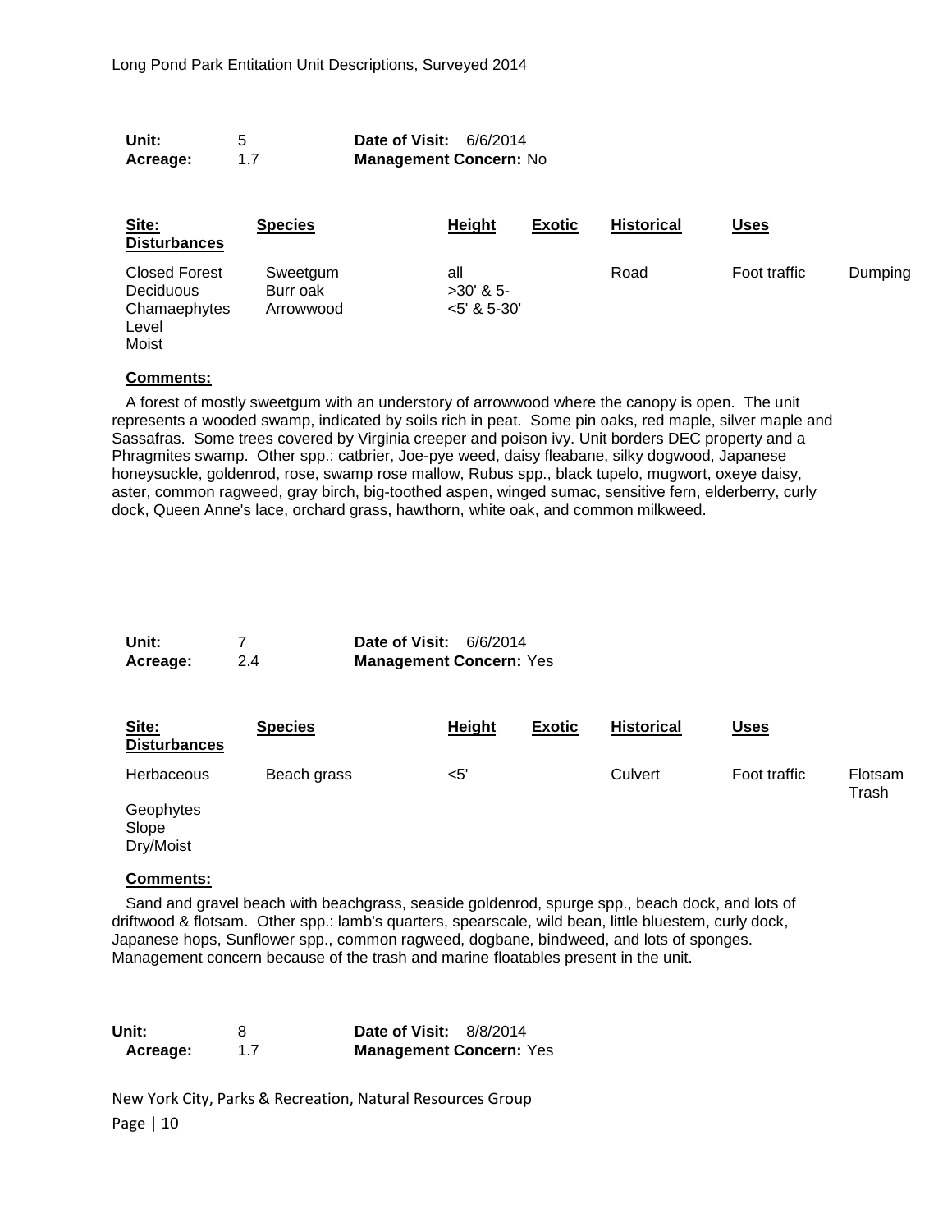| Unit: | 5 | Date of Visit: | 6/6/2014 |
|---|---|---|---|
| Acreage: | 1.7 | Management Concern: | No |

| Site: | Species | Height | Exotic | Historical | Uses | Disturbances |
|---|---|---|---|---|---|---|
| Closed Forest | Sweetgum | all | | Road | Foot traffic | Dumping |
| Deciduous | Burr oak | >30' & 5- | | | | |
| Chamaephytes | Arrowwood | <5' & 5-30' | | | | |
| Level | | | | | | |
| Moist | | | | | | |

**Comments:**

A forest of mostly sweetgum with an understory of arrowwood where the canopy is open. The unit represents a wooded swamp, indicated by soils rich in peat. Some pin oaks, red maple, silver maple and Sassafras. Some trees covered by Virginia creeper and poison ivy. Unit borders DEC property and a Phragmites swamp. Other spp.: catbrier, Joe-pye weed, daisy fleabane, silky dogwood, Japanese honeysuckle, goldenrod, rose, swamp rose mallow, Rubus spp., black tupelo, mugwort, oxeye daisy, aster, common ragweed, gray birch, big-toothed aspen, winged sumac, sensitive fern, elderberry, curly dock, Queen Anne's lace, orchard grass, hawthorn, white oak, and common milkweed.

| Unit: | 7 | Date of Visit: | 6/6/2014 |
|---|---|---|---|
| Acreage: | 2.4 | Management Concern: | Yes |

| Site: | Species | Height | Exotic | Historical | Uses | Disturbances |
|---|---|---|---|---|---|---|
| Herbaceous | Beach grass | <5' | | Culvert | Foot traffic | Flotsam Trash |
| Geophytes | | | | | | |
| Slope | | | | | | |
| Dry/Moist | | | | | | |

**Comments:**

Sand and gravel beach with beachgrass, seaside goldenrod, spurge spp., beach dock, and lots of driftwood & flotsam. Other spp.: lamb's quarters, spearscale, wild bean, little bluestem, curly dock, Japanese hops, Sunflower spp., common ragweed, dogbane, bindweed, and lots of sponges. Management concern because of the trash and marine floatables present in the unit.

| Unit: | 8 | Date of Visit: | 8/8/2014 |
|---|---|---|---|
| Acreage: | 1.7 | Management Concern: | Yes |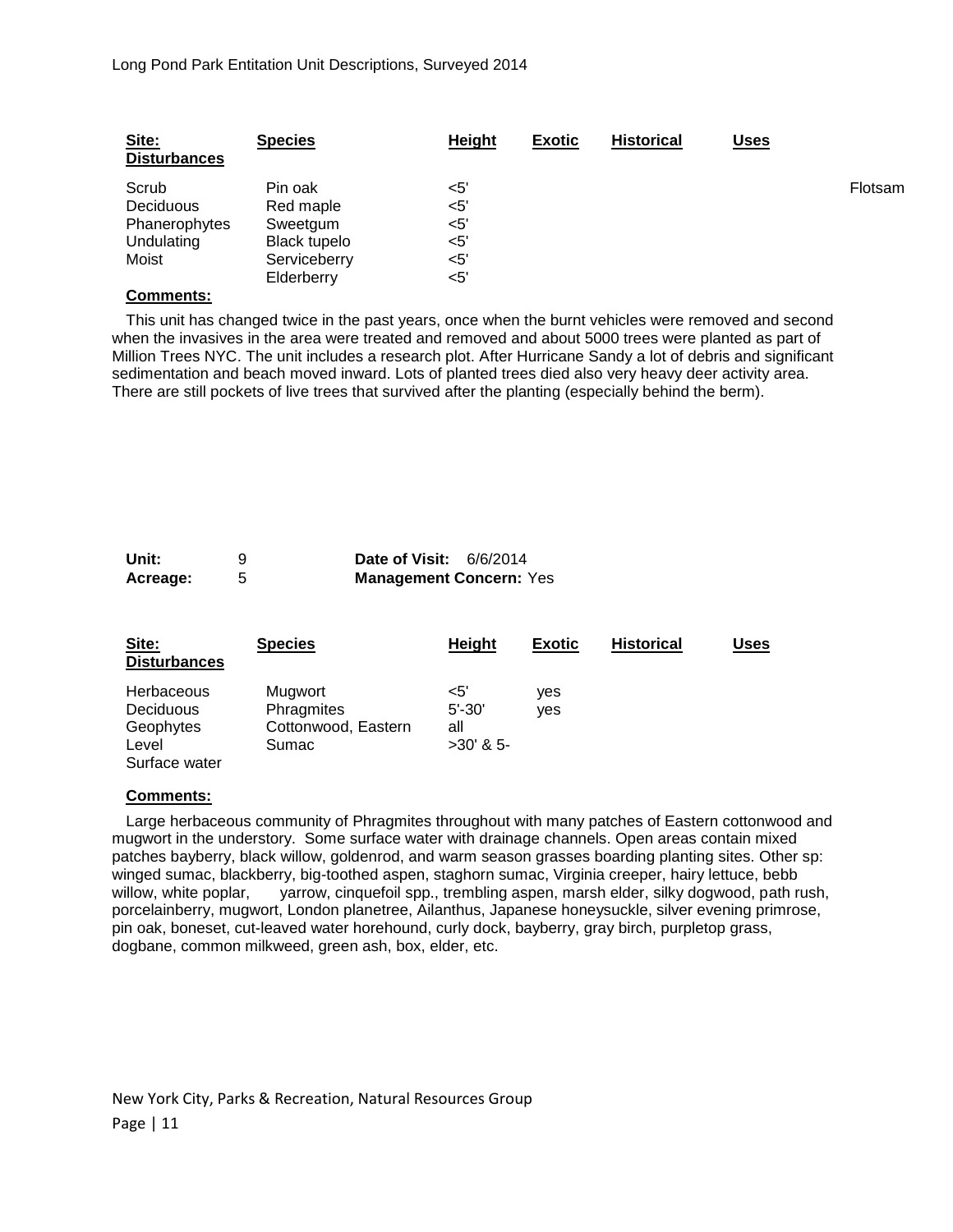| Site: Disturbances | Species | Height | Exotic | Historical | Uses | |
|---|---|---|---|---|---|---|
| Scrub | Pin oak | <5' | | | | Flotsam |
| Deciduous | Red maple | <5' | | | | |
| Phanerophytes | Sweetgum | <5' | | | | |
| Undulating | Black tupelo | <5' | | | | |
| Moist | Serviceberry | <5' | | | | |
| | Elderberry | <5' | | | | |

**Comments:**

This unit has changed twice in the past years, once when the burnt vehicles were removed and second when the invasives in the area were treated and removed and about 5000 trees were planted as part of Million Trees NYC. The unit includes a research plot. After Hurricane Sandy a lot of debris and significant sedimentation and beach moved inward. Lots of planted trees died also very heavy deer activity area. There are still pockets of live trees that survived after the planting (especially behind the berm).

**Unit:** 9 **Date of Visit:** 6/6/2014

**Acreage:** 5 **Management Concern:** Yes

| Site: Disturbances | Species | Height | Exotic | Historical | Uses |
|---|---|---|---|---|---|
| Herbaceous | Mugwort | <5' | yes | | |
| Deciduous | Phragmites | 5'-30' | yes | | |
| Geophytes | Cottonwood, Eastern | all | | | |
| Level | Sumac | >30' & 5- | | | |
| Surface water | | | | | |

**Comments:**

Large herbaceous community of Phragmites throughout with many patches of Eastern cottonwood and mugwort in the understory. Some surface water with drainage channels. Open areas contain mixed patches bayberry, black willow, goldenrod, and warm season grasses boarding planting sites. Other sp: winged sumac, blackberry, big-toothed aspen, staghorn sumac, Virginia creeper, hairy lettuce, bebb willow, white poplar, yarrow, cinquefoil spp., trembling aspen, marsh elder, silky dogwood, path rush, porcelainberry, mugwort, London planetree, Ailanthus, Japanese honeysuckle, silver evening primrose, pin oak, boneset, cut-leaved water horehound, curly dock, bayberry, gray birch, purpletop grass, dogbane, common milkweed, green ash, box, elder, etc.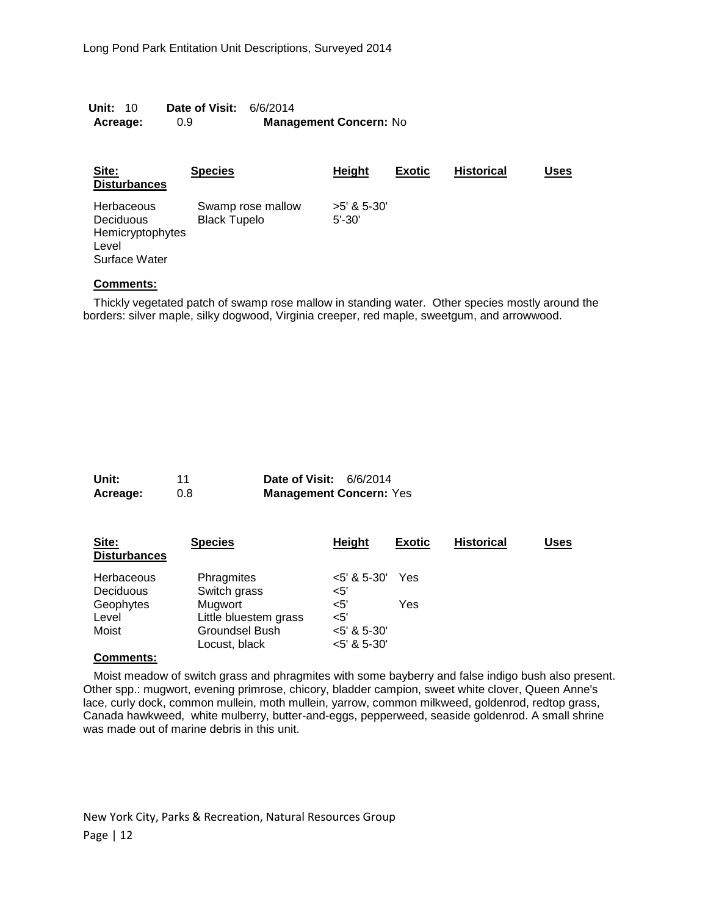**Unit:** 10 **Date of Visit:** 6/6/2014
**Acreage:** 0.9 **Management Concern:** No

| Site: Disturbances | Species | Height | Exotic | Historical | Uses |
|---|---|---|---|---|---|
| Herbaceous | Swamp rose mallow | >5' & 5-30' | | | |
| Deciduous | Black Tupelo | 5'-30' | | | |
| Hemicryptophytes | | | | | |
| Level | | | | | |
| Surface Water | | | | | |

**Comments:**

Thickly vegetated patch of swamp rose mallow in standing water. Other species mostly around the borders: silver maple, silky dogwood, Virginia creeper, red maple, sweetgum, and arrowwood.

**Unit:** 11 **Date of Visit:** 6/6/2014
**Acreage:** 0.8 **Management Concern:** Yes

| Site: Disturbances | Species | Height | Exotic | Historical | Uses |
|---|---|---|---|---|---|
| Herbaceous | Phragmites | <5' & 5-30' | Yes | | |
| Deciduous | Switch grass | <5' | | | |
| Geophytes | Mugwort | <5' | Yes | | |
| Level | Little bluestem grass | <5' | | | |
| Moist | Groundsel Bush | <5' & 5-30' | | | |
| | Locust, black | <5' & 5-30' | | | |

**Comments:**

Moist meadow of switch grass and phragmites with some bayberry and false indigo bush also present. Other spp.: mugwort, evening primrose, chicory, bladder campion, sweet white clover, Queen Anne's lace, curly dock, common mullein, moth mullein, yarrow, common milkweed, goldenrod, redtop grass, Canada hawkweed, white mulberry, butter-and-eggs, pepperweed, seaside goldenrod. A small shrine was made out of marine debris in this unit.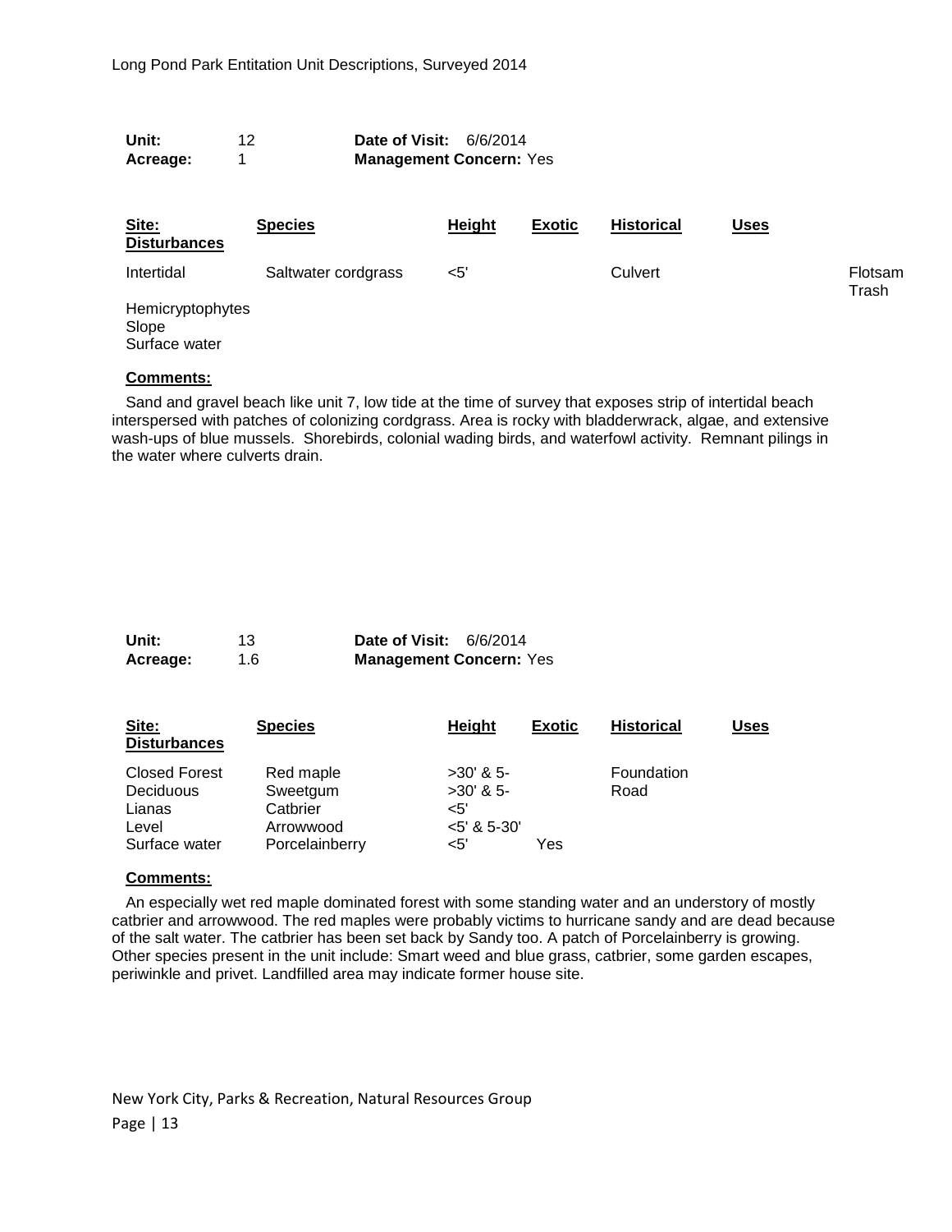**Unit:** 12 **Date of Visit:** 6/6/2014
**Acreage:** 1 **Management Concern:** Yes

| Site: Disturbances | Species | Height | Exotic | Historical | Uses | |
|---|---|---|---|---|---|---|
| Intertidal | Saltwater cordgrass | <5' | | Culvert | | Flotsam Trash |
| Hemicryptophytes | | | | | | |
| Slope | | | | | | |
| Surface water | | | | | | |

**Comments:**

Sand and gravel beach like unit 7, low tide at the time of survey that exposes strip of intertidal beach interspersed with patches of colonizing cordgrass. Area is rocky with bladderwrack, algae, and extensive wash-ups of blue mussels. Shorebirds, colonial wading birds, and waterfowl activity. Remnant pilings in the water where culverts drain.

**Unit:** 13 **Date of Visit:** 6/6/2014
**Acreage:** 1.6 **Management Concern:** Yes

| Site: Disturbances | Species | Height | Exotic | Historical | Uses |
|---|---|---|---|---|---|
| Closed Forest | Red maple | >30' & 5- | | Foundation | |
| Deciduous | Sweetgum | >30' & 5- | | Road | |
| Lianas | Catbrier | <5' | | | |
| Level | Arrowwood | <5' & 5-30' | | | |
| Surface water | Porcelainberry | <5' | Yes | | |

**Comments:**

An especially wet red maple dominated forest with some standing water and an understory of mostly catbrier and arrowwood. The red maples were probably victims to hurricane sandy and are dead because of the salt water. The catbrier has been set back by Sandy too. A patch of Porcelainberry is growing. Other species present in the unit include: Smart weed and blue grass, catbrier, some garden escapes, periwinkle and privet. Landfilled area may indicate former house site.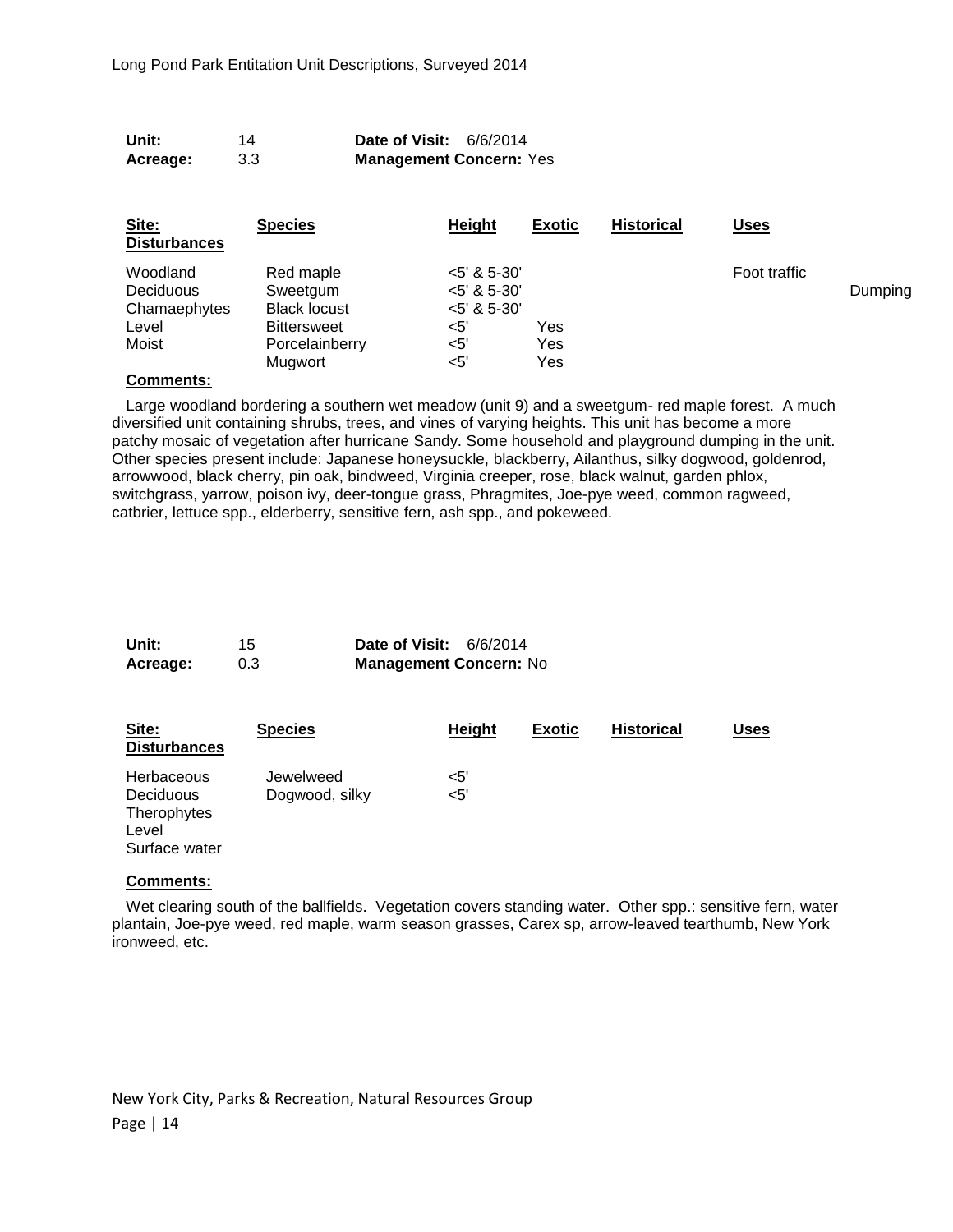| **Unit:** | 14 | **Date of Visit:** 6/6/2014 |
|---|---|---|
| **Acreage:** | 3.3 | **Management Concern:** Yes |

| Site: Disturbances | Species | Height | Exotic | Historical | Uses | |
|---|---|---|---|---|---|---|
| Woodland | Red maple | <5' & 5-30' | | | Foot traffic | |
| Deciduous | Sweetgum | <5' & 5-30' | | | | Dumping |
| Chamaephytes | Black locust | <5' & 5-30' | | | | |
| Level | Bittersweet | <5' | Yes | | | |
| Moist | Porcelainberry | <5' | Yes | | | |
| | Mugwort | <5' | Yes | | | |

**Comments:**

Large woodland bordering a southern wet meadow (unit 9) and a sweetgum- red maple forest. A much diversified unit containing shrubs, trees, and vines of varying heights. This unit has become a more patchy mosaic of vegetation after hurricane Sandy. Some household and playground dumping in the unit. Other species present include: Japanese honeysuckle, blackberry, Ailanthus, silky dogwood, goldenrod, arrowwood, black cherry, pin oak, bindweed, Virginia creeper, rose, black walnut, garden phlox, switchgrass, yarrow, poison ivy, deer-tongue grass, Phragmites, Joe-pye weed, common ragweed, catbrier, lettuce spp., elderberry, sensitive fern, ash spp., and pokeweed.

| **Unit:** | 15 | **Date of Visit:** 6/6/2014 |
|---|---|---|
| **Acreage:** | 0.3 | **Management Concern:** No |

| Site: Disturbances | Species | Height | Exotic | Historical | Uses |
|---|---|---|---|---|---|
| Herbaceous | Jewelweed | <5' | | | |
| Deciduous | Dogwood, silky | <5' | | | |
| Therophytes | | | | | |
| Level | | | | | |
| Surface water | | | | | |

**Comments:**

Wet clearing south of the ballfields. Vegetation covers standing water. Other spp.: sensitive fern, water plantain, Joe-pye weed, red maple, warm season grasses, Carex sp, arrow-leaved tearthumb, New York ironweed, etc.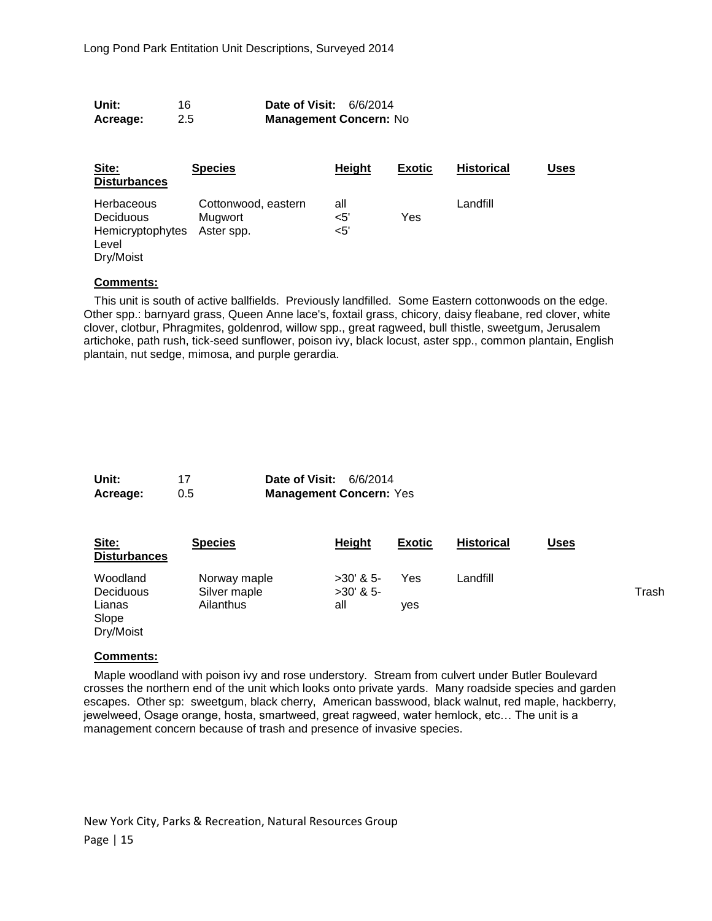**Unit:** 16 **Date of Visit:** 6/6/2014
**Acreage:** 2.5 **Management Concern:** No

| Site: Disturbances | Species | Height | Exotic | Historical | Uses |
|---|---|---|---|---|---|
| Herbaceous | Cottonwood, eastern | all | | Landfill | |
| Deciduous | Mugwort | <5' | Yes | | |
| Hemicryptophytes | Aster spp. | <5' | | | |
| Level | | | | | |
| Dry/Moist | | | | | |

**Comments:**

This unit is south of active ballfields. Previously landfilled. Some Eastern cottonwoods on the edge. Other spp.: barnyard grass, Queen Anne lace's, foxtail grass, chicory, daisy fleabane, red clover, white clover, clotbur, Phragmites, goldenrod, willow spp., great ragweed, bull thistle, sweetgum, Jerusalem artichoke, path rush, tick-seed sunflower, poison ivy, black locust, aster spp., common plantain, English plantain, nut sedge, mimosa, and purple gerardia.

**Unit:** 17 **Date of Visit:** 6/6/2014
**Acreage:** 0.5 **Management Concern:** Yes

| Site: Disturbances | Species | Height | Exotic | Historical | Uses | |
|---|---|---|---|---|---|---|
| Woodland | Norway maple | >30' & 5- | Yes | Landfill | | |
| Deciduous | Silver maple | >30' & 5- | | | | Trash |
| Lianas | Ailanthus | all | yes | | | |
| Slope | | | | | | |
| Dry/Moist | | | | | | |

**Comments:**

Maple woodland with poison ivy and rose understory. Stream from culvert under Butler Boulevard crosses the northern end of the unit which looks onto private yards. Many roadside species and garden escapes. Other sp: sweetgum, black cherry, American basswood, black walnut, red maple, hackberry, jewelweed, Osage orange, hosta, smartweed, great ragweed, water hemlock, etc… The unit is a management concern because of trash and presence of invasive species.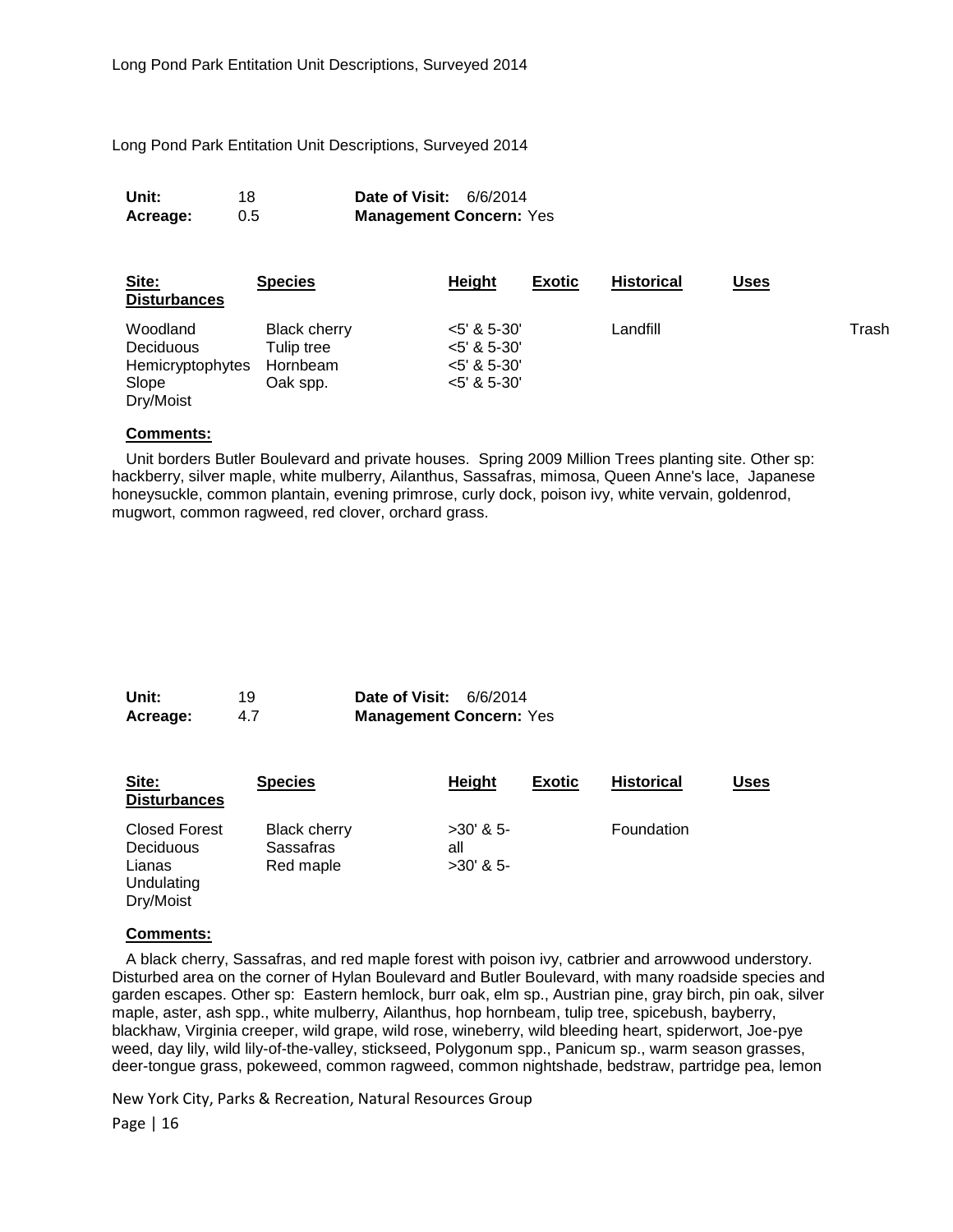Long Pond Park Entitation Unit Descriptions, Surveyed 2014

| **Unit:** | 18 | **Date of Visit:** | 6/6/2014 |
|---|---|---|---|
| **Acreage:** | 0.5 | **Management Concern:** | Yes |

| Site: Disturbances | Species | Height | Exotic | Historical | Uses | |
|---|---|---|---|---|---|---|
| Woodland | Black cherry | <5' & 5-30' | | Landfill | | Trash |
| Deciduous | Tulip tree | <5' & 5-30' | | | | |
| Hemicryptophytes | Hornbeam | <5' & 5-30' | | | | |
| Slope | Oak spp. | <5' & 5-30' | | | | |
| Dry/Moist | | | | | | |

**Comments:**

Unit borders Butler Boulevard and private houses. Spring 2009 Million Trees planting site. Other sp: hackberry, silver maple, white mulberry, Ailanthus, Sassafras, mimosa, Queen Anne's lace, Japanese honeysuckle, common plantain, evening primrose, curly dock, poison ivy, white vervain, goldenrod, mugwort, common ragweed, red clover, orchard grass.

| **Unit:** | 19 | **Date of Visit:** | 6/6/2014 |
|---|---|---|---|
| **Acreage:** | 4.7 | **Management Concern:** | Yes |

| Site: Disturbances | Species | Height | Exotic | Historical | Uses |
|---|---|---|---|---|---|
| Closed Forest | Black cherry | >30' & 5- | | Foundation | |
| Deciduous | Sassafras | all | | | |
| Lianas | Red maple | >30' & 5- | | | |
| Undulating | | | | | |
| Dry/Moist | | | | | |

**Comments:**

A black cherry, Sassafras, and red maple forest with poison ivy, catbrier and arrowwood understory. Disturbed area on the corner of Hylan Boulevard and Butler Boulevard, with many roadside species and garden escapes. Other sp: Eastern hemlock, burr oak, elm sp., Austrian pine, gray birch, pin oak, silver maple, aster, ash spp., white mulberry, Ailanthus, hop hornbeam, tulip tree, spicebush, bayberry, blackhaw, Virginia creeper, wild grape, wild rose, wineberry, wild bleeding heart, spiderwort, Joe-pye weed, day lily, wild lily-of-the-valley, stickseed, Polygonum spp., Panicum sp., warm season grasses, deer-tongue grass, pokeweed, common ragweed, common nightshade, bedstraw, partridge pea, lemon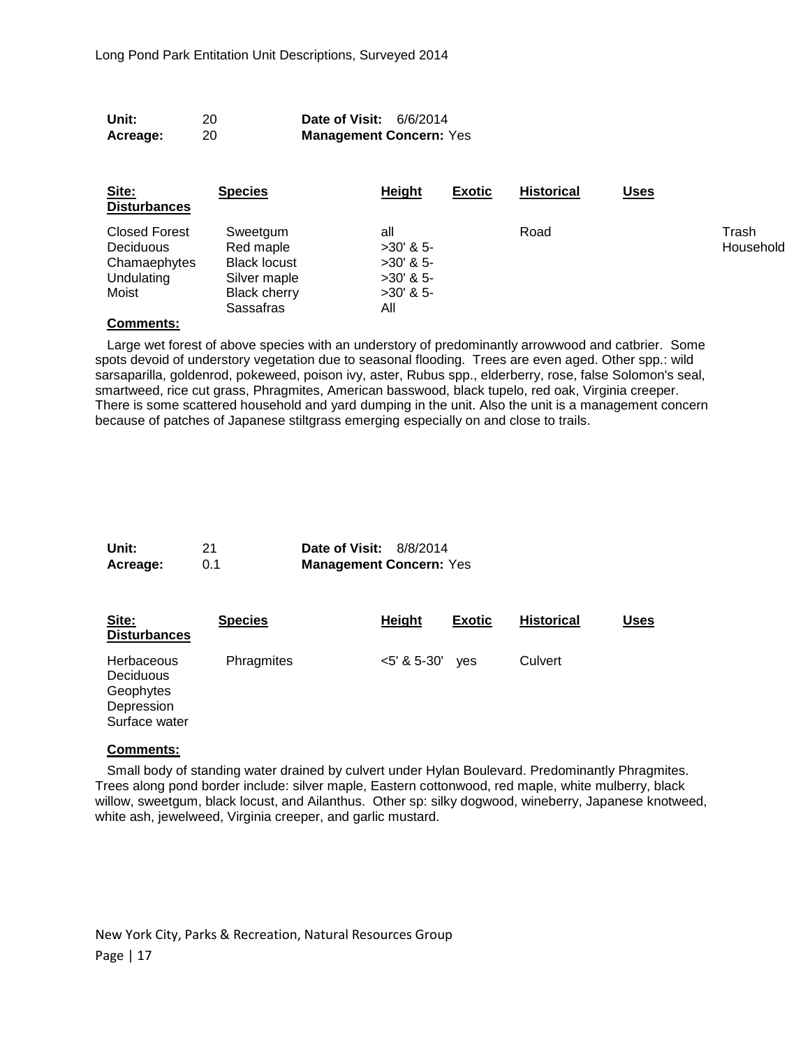| Unit: | 20 | Date of Visit: | 6/6/2014 |
|---|---|---|---|
| Acreage: | 20 | Management Concern: | Yes |

| Site: Disturbances | Species | Height | Exotic | Historical | Uses | |
|---|---|---|---|---|---|---|
| Closed Forest | Sweetgum | all | | Road | | Trash |
| Deciduous | Red maple | >30' & 5- | | | | Household |
| Chamaephytes | Black locust | >30' & 5- | | | | |
| Undulating | Silver maple | >30' & 5- | | | | |
| Moist | Black cherry | >30' & 5- | | | | |
| | Sassafras | All | | | | |

**Comments:**

Large wet forest of above species with an understory of predominantly arrowwood and catbrier. Some spots devoid of understory vegetation due to seasonal flooding. Trees are even aged. Other spp.: wild sarsaparilla, goldenrod, pokeweed, poison ivy, aster, Rubus spp., elderberry, rose, false Solomon's seal, smartweed, rice cut grass, Phragmites, American basswood, black tupelo, red oak, Virginia creeper. There is some scattered household and yard dumping in the unit. Also the unit is a management concern because of patches of Japanese stiltgrass emerging especially on and close to trails.

| Unit: | 21 | Date of Visit: | 8/8/2014 |
|---|---|---|---|
| Acreage: | 0.1 | Management Concern: | Yes |

| Site: Disturbances | Species | Height | Exotic | Historical | Uses |
|---|---|---|---|---|---|
| Herbaceous | Phragmites | <5' & 5-30' | yes | Culvert | |
| Deciduous | | | | | |
| Geophytes | | | | | |
| Depression | | | | | |
| Surface water | | | | | |

**Comments:**

Small body of standing water drained by culvert under Hylan Boulevard. Predominantly Phragmites. Trees along pond border include: silver maple, Eastern cottonwood, red maple, white mulberry, black willow, sweetgum, black locust, and Ailanthus. Other sp: silky dogwood, wineberry, Japanese knotweed, white ash, jewelweed, Virginia creeper, and garlic mustard.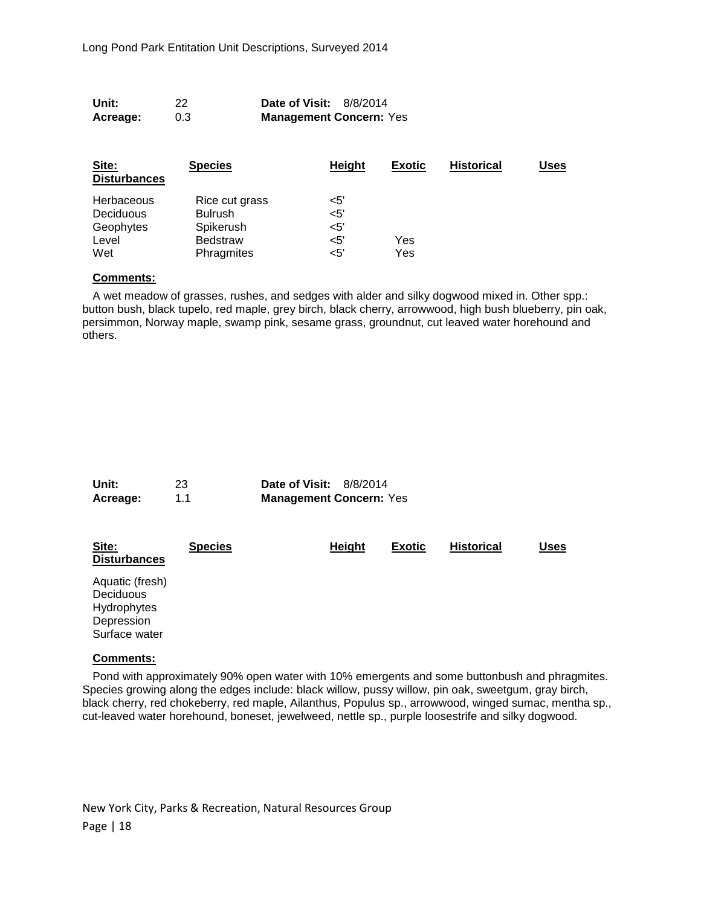**Unit:** 22 **Date of Visit:** 8/8/2014
**Acreage:** 0.3 **Management Concern:** Yes

| Site: Disturbances | Species | Height | Exotic | Historical | Uses |
|---|---|---|---|---|---|
| Herbaceous | Rice cut grass | <5' | | | |
| Deciduous | Bulrush | <5' | | | |
| Geophytes | Spikerush | <5' | | | |
| Level | Bedstraw | <5' | Yes | | |
| Wet | Phragmites | <5' | Yes | | |

**Comments:**

A wet meadow of grasses, rushes, and sedges with alder and silky dogwood mixed in. Other spp.: button bush, black tupelo, red maple, grey birch, black cherry, arrowwood, high bush blueberry, pin oak, persimmon, Norway maple, swamp pink, sesame grass, groundnut, cut leaved water horehound and others.

**Unit:** 23 **Date of Visit:** 8/8/2014
**Acreage:** 1.1 **Management Concern:** Yes

| Site: Disturbances | Species | Height | Exotic | Historical | Uses |
|---|---|---|---|---|---|
| Aquatic (fresh) | | | | | |
| Deciduous | | | | | |
| Hydrophytes | | | | | |
| Depression | | | | | |
| Surface water | | | | | |

**Comments:**

Pond with approximately 90% open water with 10% emergents and some buttonbush and phragmites. Species growing along the edges include: black willow, pussy willow, pin oak, sweetgum, gray birch, black cherry, red chokeberry, red maple, Ailanthus, Populus sp., arrowwood, winged sumac, mentha sp., cut-leaved water horehound, boneset, jewelweed, nettle sp., purple loosestrife and silky dogwood.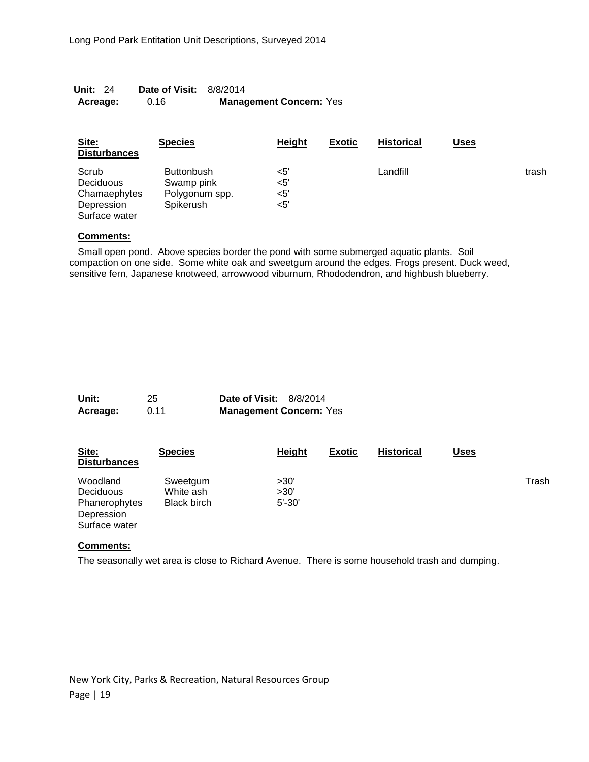**Unit:** 24 **Date of Visit:** 8/8/2014
**Acreage:** 0.16 **Management Concern:** Yes

| Site: Disturbances | Species | Height | Exotic | Historical | Uses | |
|---|---|---|---|---|---|---|
| Scrub | Buttonbush | <5' | | Landfill | | trash |
| Deciduous | Swamp pink | <5' | | | | |
| Chamaephytes | Polygonum spp. | <5' | | | | |
| Depression | Spikerush | <5' | | | | |
| Surface water | | | | | | |

**Comments:**

Small open pond. Above species border the pond with some submerged aquatic plants. Soil compaction on one side. Some white oak and sweetgum around the edges. Frogs present. Duck weed, sensitive fern, Japanese knotweed, arrowwood viburnum, Rhododendron, and highbush blueberry.

**Unit:** 25 **Date of Visit:** 8/8/2014
**Acreage:** 0.11 **Management Concern:** Yes

| Site: Disturbances | Species | Height | Exotic | Historical | Uses | |
|---|---|---|---|---|---|---|
| Woodland | Sweetgum | >30' | | | | Trash |
| Deciduous | White ash | >30' | | | | |
| Phanerophytes | Black birch | 5'-30' | | | | |
| Depression | | | | | | |
| Surface water | | | | | | |

**Comments:**

The seasonally wet area is close to Richard Avenue. There is some household trash and dumping.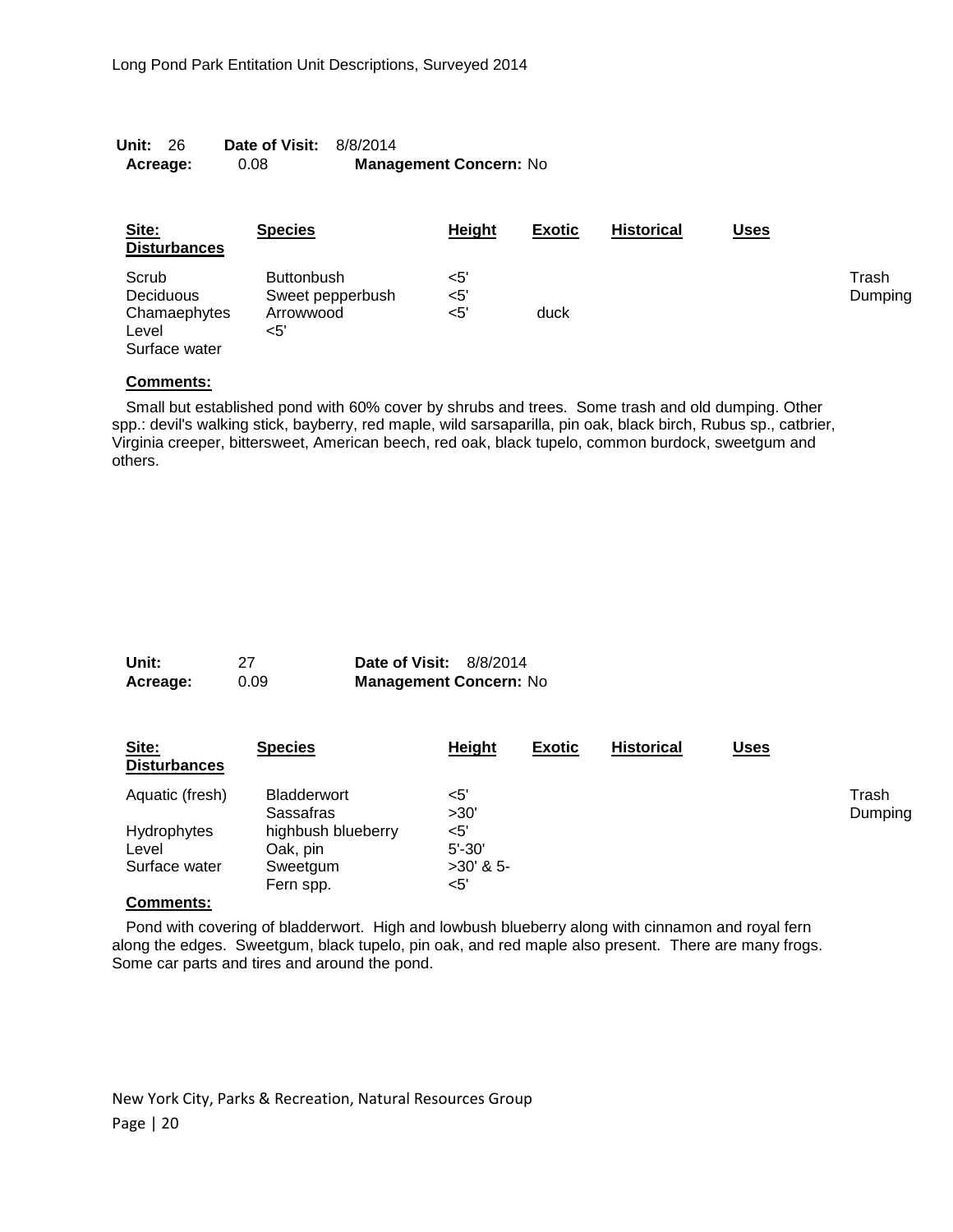**Unit:** 26 **Date of Visit:** 8/8/2014
**Acreage:** 0.08 **Management Concern:** No

| Site: | Species | Height | Exotic | Historical | Uses | Disturbances |
|---|---|---|---|---|---|---|
| Scrub | Buttonbush | <5' | | | | Trash |
| Deciduous | Sweet pepperbush | <5' | | | | Dumping |
| Chamaephytes | Arrowwood | <5' | duck | | | |
| Level | <5' | | | | | |
| Surface water | | | | | | |

**Comments:**

Small but established pond with 60% cover by shrubs and trees. Some trash and old dumping. Other spp.: devil's walking stick, bayberry, red maple, wild sarsaparilla, pin oak, black birch, Rubus sp., catbrier, Virginia creeper, bittersweet, American beech, red oak, black tupelo, common burdock, sweetgum and others.

**Unit:** 27 **Date of Visit:** 8/8/2014
**Acreage:** 0.09 **Management Concern:** No

| Site: | Species | Height | Exotic | Historical | Uses | Disturbances |
|---|---|---|---|---|---|---|
| Aquatic (fresh) | Bladderwort | <5' | | | | Trash |
| | Sassafras | >30' | | | | Dumping |
| Hydrophytes | highbush blueberry | <5' | | | | |
| Level | Oak, pin | 5'-30' | | | | |
| Surface water | Sweetgum | >30' & 5- | | | | |
| | Fern spp. | <5' | | | | |

**Comments:**

Pond with covering of bladderwort. High and lowbush blueberry along with cinnamon and royal fern along the edges. Sweetgum, black tupelo, pin oak, and red maple also present. There are many frogs. Some car parts and tires and around the pond.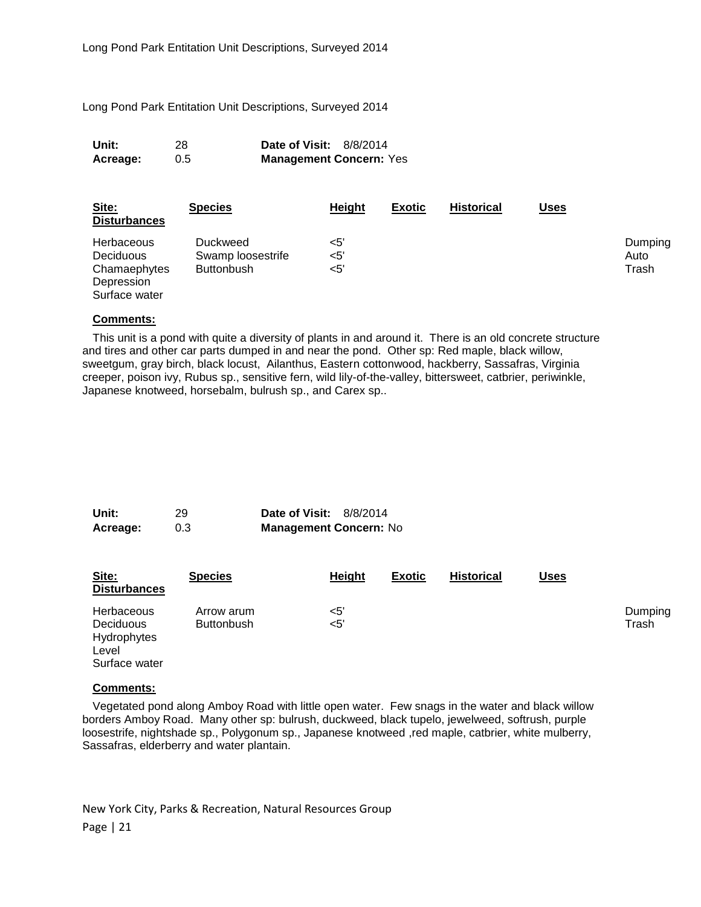Long Pond Park Entitation Unit Descriptions, Surveyed 2014

| **Unit:** | 28 | **Date of Visit:** | 8/8/2014 |
|---|---|---|---|
| **Acreage:** | 0.5 | **Management Concern:** | Yes |

| Site: | Species | Height | Exotic | Historical | Uses | Disturbances |
|---|---|---|---|---|---|---|
| Herbaceous | Duckweed | <5' | | | | Dumping |
| Deciduous | Swamp loosestrife | <5' | | | | Auto |
| Chamaephytes | Buttonbush | <5' | | | | Trash |
| Depression | | | | | | |
| Surface water | | | | | | |

**Comments:**

This unit is a pond with quite a diversity of plants in and around it. There is an old concrete structure and tires and other car parts dumped in and near the pond. Other sp: Red maple, black willow, sweetgum, gray birch, black locust, Ailanthus, Eastern cottonwood, hackberry, Sassafras, Virginia creeper, poison ivy, Rubus sp., sensitive fern, wild lily-of-the-valley, bittersweet, catbrier, periwinkle, Japanese knotweed, horsebalm, bulrush sp., and Carex sp..

| **Unit:** | 29 | **Date of Visit:** | 8/8/2014 |
|---|---|---|---|
| **Acreage:** | 0.3 | **Management Concern:** | No |

| Site: | Species | Height | Exotic | Historical | Uses | Disturbances |
|---|---|---|---|---|---|---|
| Herbaceous | Arrow arum | <5' | | | | Dumping |
| Deciduous | Buttonbush | <5' | | | | Trash |
| Hydrophytes | | | | | | |
| Level | | | | | | |
| Surface water | | | | | | |

**Comments:**

Vegetated pond along Amboy Road with little open water. Few snags in the water and black willow borders Amboy Road. Many other sp: bulrush, duckweed, black tupelo, jewelweed, softrush, purple loosestrife, nightshade sp., Polygonum sp., Japanese knotweed ,red maple, catbrier, white mulberry, Sassafras, elderberry and water plantain.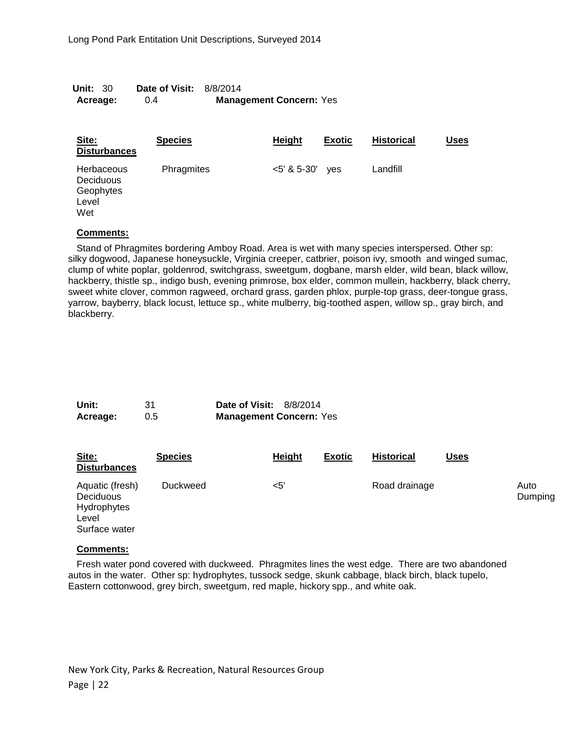Long Pond Park Entitation Unit Descriptions, Surveyed 2014

**Unit:** 30 **Date of Visit:** 8/8/2014
**Acreage:** 0.4 **Management Concern:** Yes

| Site: Disturbances | Species | Height | Exotic | Historical | Uses |
|---|---|---|---|---|---|
| Herbaceous<br>Deciduous<br>Geophytes<br>Level<br>Wet | Phragmites | <5' & 5-30' | yes | Landfill | |

**Comments:**

Stand of Phragmites bordering Amboy Road. Area is wet with many species interspersed. Other sp: silky dogwood, Japanese honeysuckle, Virginia creeper, catbrier, poison ivy, smooth and winged sumac, clump of white poplar, goldenrod, switchgrass, sweetgum, dogbane, marsh elder, wild bean, black willow, hackberry, thistle sp., indigo bush, evening primrose, box elder, common mullein, hackberry, black cherry, sweet white clover, common ragweed, orchard grass, garden phlox, purple-top grass, deer-tongue grass, yarrow, bayberry, black locust, lettuce sp., white mulberry, big-toothed aspen, willow sp., gray birch, and blackberry.

**Unit:** 31 **Date of Visit:** 8/8/2014
**Acreage:** 0.5 **Management Concern:** Yes

| Site: Disturbances | Species | Height | Exotic | Historical | Uses | |
|---|---|---|---|---|---|---|
| Aquatic (fresh)<br>Deciduous<br>Hydrophytes<br>Level<br>Surface water | Duckweed | <5' | | Road drainage | | Auto Dumping |

**Comments:**

Fresh water pond covered with duckweed. Phragmites lines the west edge. There are two abandoned autos in the water. Other sp: hydrophytes, tussock sedge, skunk cabbage, black birch, black tupelo, Eastern cottonwood, grey birch, sweetgum, red maple, hickory spp., and white oak.

New York City, Parks & Recreation, Natural Resources Group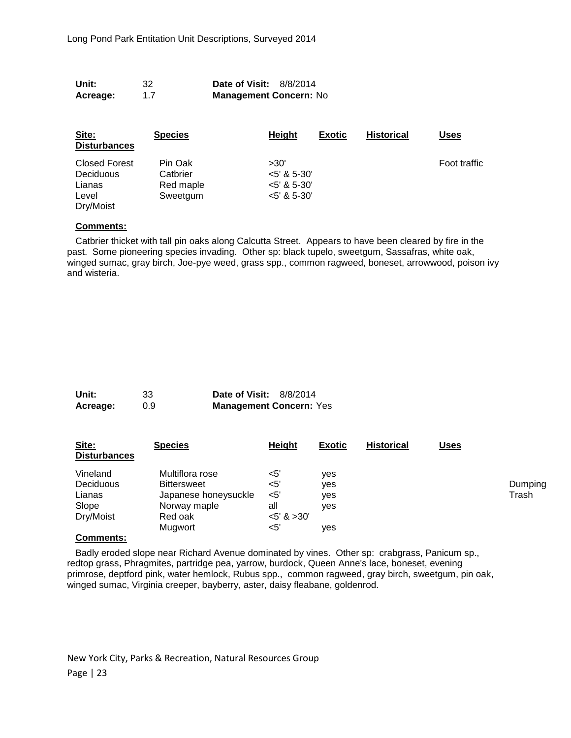**Unit:** 32 **Date of Visit:** 8/8/2014
**Acreage:** 1.7 **Management Concern:** No

| Site: Disturbances | Species | Height | Exotic | Historical | Uses |
|---|---|---|---|---|---|
| Closed Forest | Pin Oak | >30' | | | Foot traffic |
| Deciduous | Catbrier | <5' & 5-30' | | | |
| Lianas | Red maple | <5' & 5-30' | | | |
| Level | Sweetgum | <5' & 5-30' | | | |
| Dry/Moist | | | | | |

**Comments:**

Catbrier thicket with tall pin oaks along Calcutta Street. Appears to have been cleared by fire in the past. Some pioneering species invading. Other sp: black tupelo, sweetgum, Sassafras, white oak, winged sumac, gray birch, Joe-pye weed, grass spp., common ragweed, boneset, arrowwood, poison ivy and wisteria.

**Unit:** 33 **Date of Visit:** 8/8/2014
**Acreage:** 0.9 **Management Concern:** Yes

| Site: Disturbances | Species | Height | Exotic | Historical | Uses | |
|---|---|---|---|---|---|---|
| Vineland | Multiflora rose | <5' | yes | | | |
| Deciduous | Bittersweet | <5' | yes | | | Dumping |
| Lianas | Japanese honeysuckle | <5' | yes | | | Trash |
| Slope | Norway maple | all | yes | | | |
| Dry/Moist | Red oak | <5' & >30' | | | | |
| | Mugwort | <5' | yes | | | |

**Comments:**

Badly eroded slope near Richard Avenue dominated by vines. Other sp: crabgrass, Panicum sp., redtop grass, Phragmites, partridge pea, yarrow, burdock, Queen Anne's lace, boneset, evening primrose, deptford pink, water hemlock, Rubus spp., common ragweed, gray birch, sweetgum, pin oak, winged sumac, Virginia creeper, bayberry, aster, daisy fleabane, goldenrod.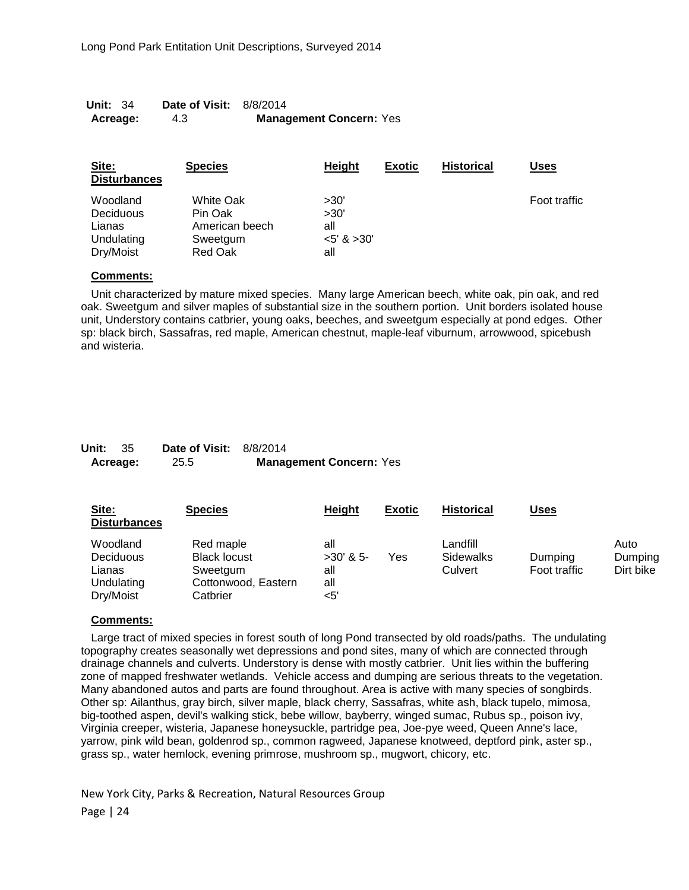**Unit:** 34 **Date of Visit:** 8/8/2014
**Acreage:** 4.3 **Management Concern:** Yes

| Site: Disturbances | Species | Height | Exotic | Historical | Uses |
|---|---|---|---|---|---|
| Woodland | White Oak | >30' | | | Foot traffic |
| Deciduous | Pin Oak | >30' | | | |
| Lianas | American beech | all | | | |
| Undulating | Sweetgum | <5' & >30' | | | |
| Dry/Moist | Red Oak | all | | | |

**Comments:**

Unit characterized by mature mixed species. Many large American beech, white oak, pin oak, and red oak. Sweetgum and silver maples of substantial size in the southern portion. Unit borders isolated house unit, Understory contains catbrier, young oaks, beeches, and sweetgum especially at pond edges. Other sp: black birch, Sassafras, red maple, American chestnut, maple-leaf viburnum, arrowwood, spicebush and wisteria.

**Unit:** 35 **Date of Visit:** 8/8/2014
**Acreage:** 25.5 **Management Concern:** Yes

| Site: Disturbances | Species | Height | Exotic | Historical | Uses | |
|---|---|---|---|---|---|---|
| Woodland | Red maple | all | | Landfill | | Auto |
| Deciduous | Black locust | >30' & 5- | Yes | Sidewalks | Dumping | Dumping |
| Lianas | Sweetgum | all | | Culvert | Foot traffic | Dirt bike |
| Undulating | Cottonwood, Eastern | all | | | | |
| Dry/Moist | Catbrier | <5' | | | | |

**Comments:**

Large tract of mixed species in forest south of long Pond transected by old roads/paths. The undulating topography creates seasonally wet depressions and pond sites, many of which are connected through drainage channels and culverts. Understory is dense with mostly catbrier. Unit lies within the buffering zone of mapped freshwater wetlands. Vehicle access and dumping are serious threats to the vegetation. Many abandoned autos and parts are found throughout. Area is active with many species of songbirds. Other sp: Ailanthus, gray birch, silver maple, black cherry, Sassafras, white ash, black tupelo, mimosa, big-toothed aspen, devil's walking stick, bebe willow, bayberry, winged sumac, Rubus sp., poison ivy, Virginia creeper, wisteria, Japanese honeysuckle, partridge pea, Joe-pye weed, Queen Anne's lace, yarrow, pink wild bean, goldenrod sp., common ragweed, Japanese knotweed, deptford pink, aster sp., grass sp., water hemlock, evening primrose, mushroom sp., mugwort, chicory, etc.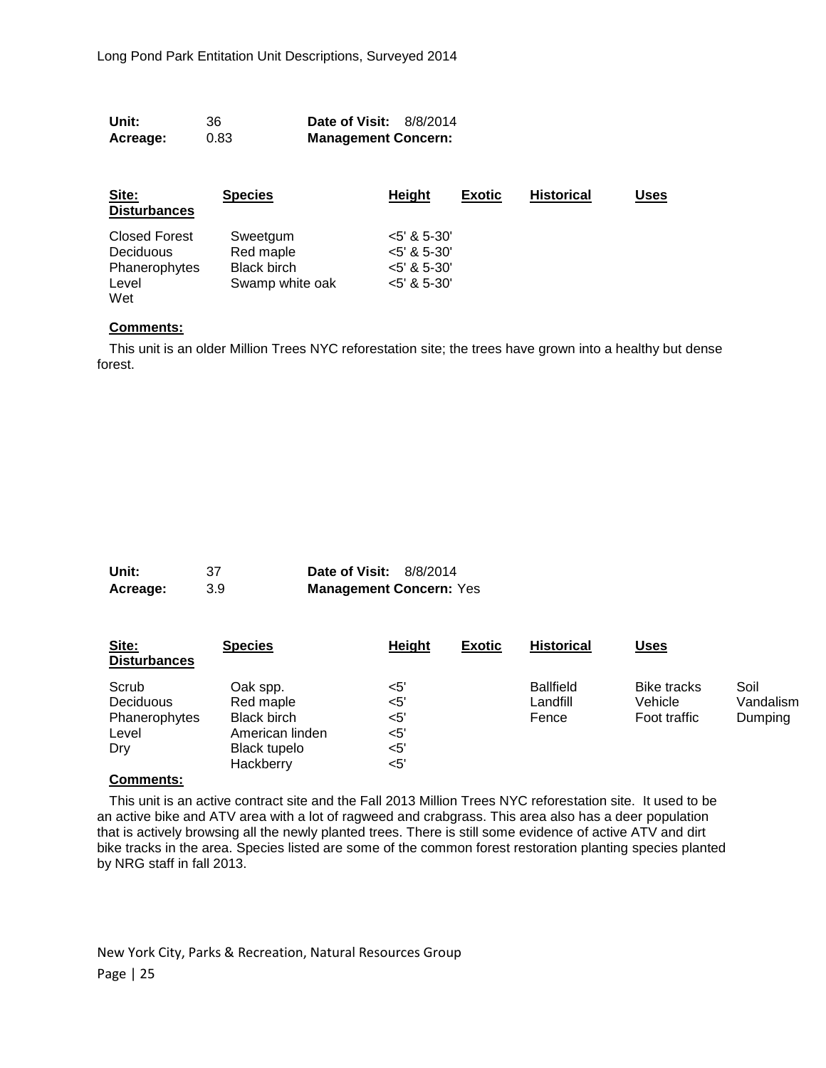**Unit:** 36  **Date of Visit:** 8/8/2014
**Acreage:** 0.83  **Management Concern:**

| Site: Disturbances | Species | Height | Exotic | Historical | Uses |
|---|---|---|---|---|---|
| Closed Forest | Sweetgum | <5' & 5-30' | | | |
| Deciduous | Red maple | <5' & 5-30' | | | |
| Phanerophytes | Black birch | <5' & 5-30' | | | |
| Level | Swamp white oak | <5' & 5-30' | | | |
| Wet | | | | | |

**Comments:**

This unit is an older Million Trees NYC reforestation site; the trees have grown into a healthy but dense forest.

**Unit:** 37  **Date of Visit:** 8/8/2014
**Acreage:** 3.9  **Management Concern:** Yes

| Site: Disturbances | Species | Height | Exotic | Historical | Uses | |
|---|---|---|---|---|---|---|
| Scrub | Oak spp. | <5' | | Ballfield | Bike tracks | Soil |
| Deciduous | Red maple | <5' | | Landfill | Vehicle | Vandalism |
| Phanerophytes | Black birch | <5' | | Fence | Foot traffic | Dumping |
| Level | American linden | <5' | | | | |
| Dry | Black tupelo | <5' | | | | |
| | Hackberry | <5' | | | | |

**Comments:**

This unit is an active contract site and the Fall 2013 Million Trees NYC reforestation site. It used to be an active bike and ATV area with a lot of ragweed and crabgrass. This area also has a deer population that is actively browsing all the newly planted trees. There is still some evidence of active ATV and dirt bike tracks in the area. Species listed are some of the common forest restoration planting species planted by NRG staff in fall 2013.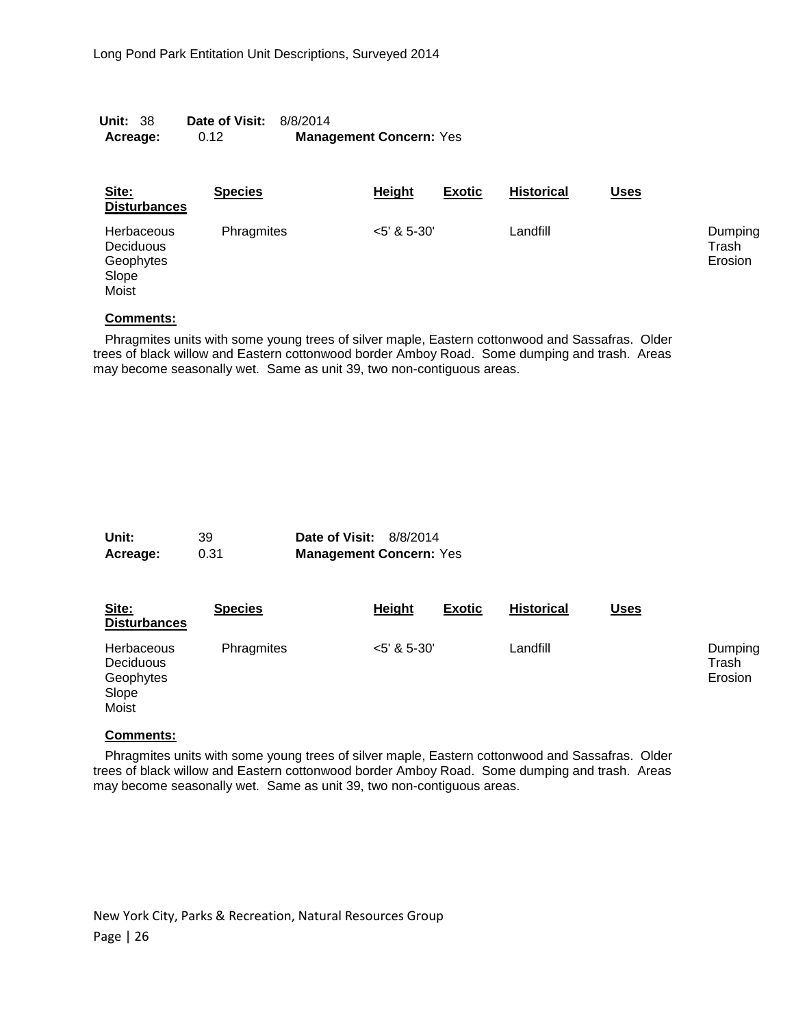**Unit:** 38 **Date of Visit:** 8/8/2014
**Acreage:** 0.12 **Management Concern:** Yes

| Site: | Species | Height | Exotic | Historical | Uses | Disturbances |
|---|---|---|---|---|---|---|
| Herbaceous<br>Deciduous<br>Geophytes<br>Slope<br>Moist | Phragmites | <5' & 5-30' | | Landfill | | Dumping<br>Trash<br>Erosion |

**Comments:**

Phragmites units with some young trees of silver maple, Eastern cottonwood and Sassafras. Older trees of black willow and Eastern cottonwood border Amboy Road. Some dumping and trash. Areas may become seasonally wet. Same as unit 39, two non-contiguous areas.

**Unit:** 39 **Date of Visit:** 8/8/2014
**Acreage:** 0.31 **Management Concern:** Yes

| Site: | Species | Height | Exotic | Historical | Uses | Disturbances |
|---|---|---|---|---|---|---|
| Herbaceous<br>Deciduous<br>Geophytes<br>Slope<br>Moist | Phragmites | <5' & 5-30' | | Landfill | | Dumping<br>Trash<br>Erosion |

**Comments:**

Phragmites units with some young trees of silver maple, Eastern cottonwood and Sassafras. Older trees of black willow and Eastern cottonwood border Amboy Road. Some dumping and trash. Areas may become seasonally wet. Same as unit 39, two non-contiguous areas.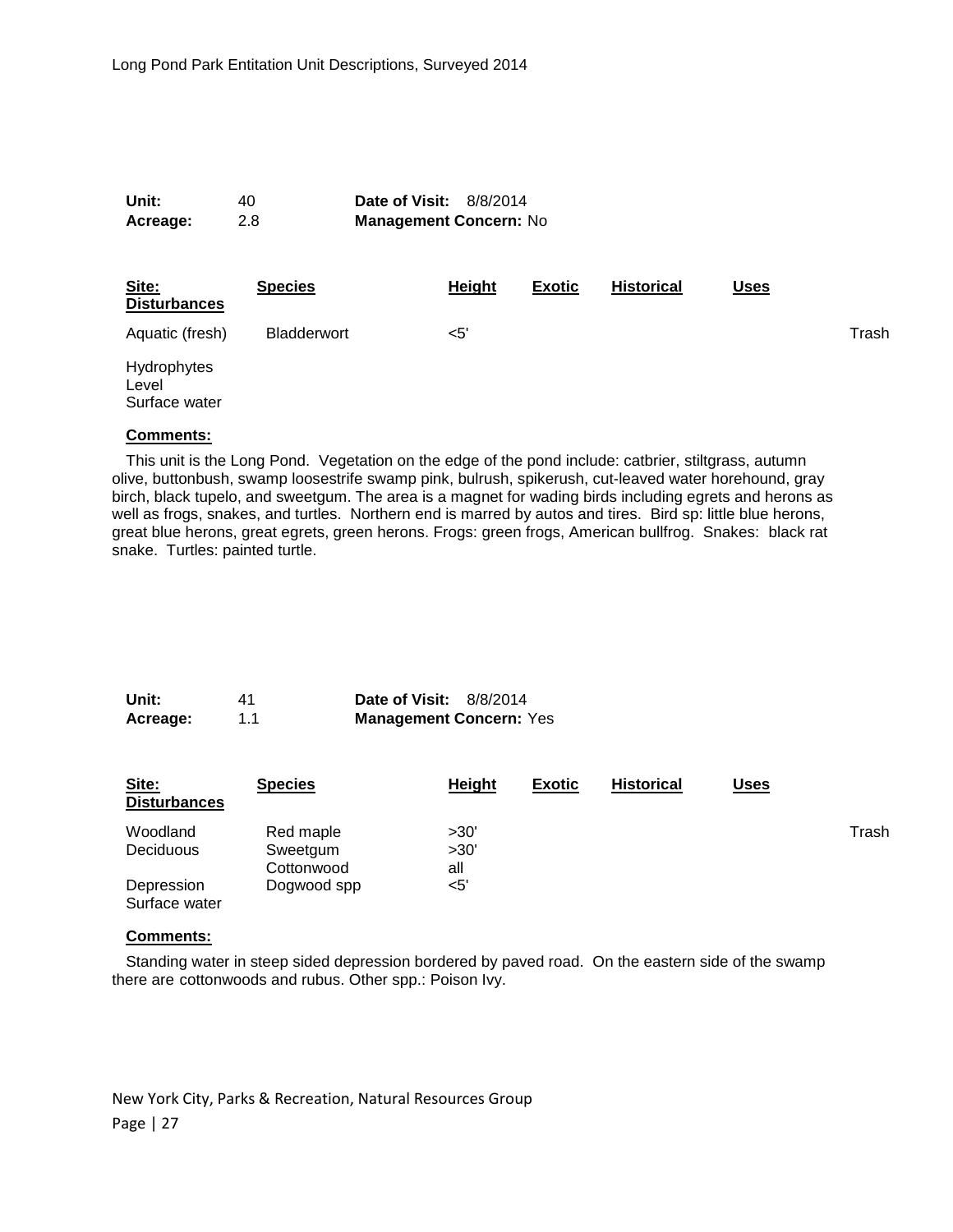**Unit:** 40 **Date of Visit:** 8/8/2014
**Acreage:** 2.8 **Management Concern:** No

| Site: | Species | Height | Exotic | Historical | Uses | Disturbances |
|---|---|---|---|---|---|---|
| Aquatic (fresh) | Bladderwort | <5' | | | | Trash |
| Hydrophytes | | | | | | |
| Level | | | | | | |
| Surface water | | | | | | |

**Comments:**

This unit is the Long Pond. Vegetation on the edge of the pond include: catbrier, stiltgrass, autumn olive, buttonbush, swamp loosestrife swamp pink, bulrush, spikerush, cut-leaved water horehound, gray birch, black tupelo, and sweetgum. The area is a magnet for wading birds including egrets and herons as well as frogs, snakes, and turtles. Northern end is marred by autos and tires. Bird sp: little blue herons, great blue herons, great egrets, green herons. Frogs: green frogs, American bullfrog. Snakes: black rat snake. Turtles: painted turtle.

**Unit:** 41 **Date of Visit:** 8/8/2014
**Acreage:** 1.1 **Management Concern:** Yes

| Site: | Species | Height | Exotic | Historical | Uses | Disturbances |
|---|---|---|---|---|---|---|
| Woodland | Red maple | >30' | | | | Trash |
| Deciduous | Sweetgum | >30' | | | | |
| | Cottonwood | all | | | | |
| Depression | Dogwood spp | <5' | | | | |
| Surface water | | | | | | |

**Comments:**

Standing water in steep sided depression bordered by paved road. On the eastern side of the swamp there are cottonwoods and rubus. Other spp.: Poison Ivy.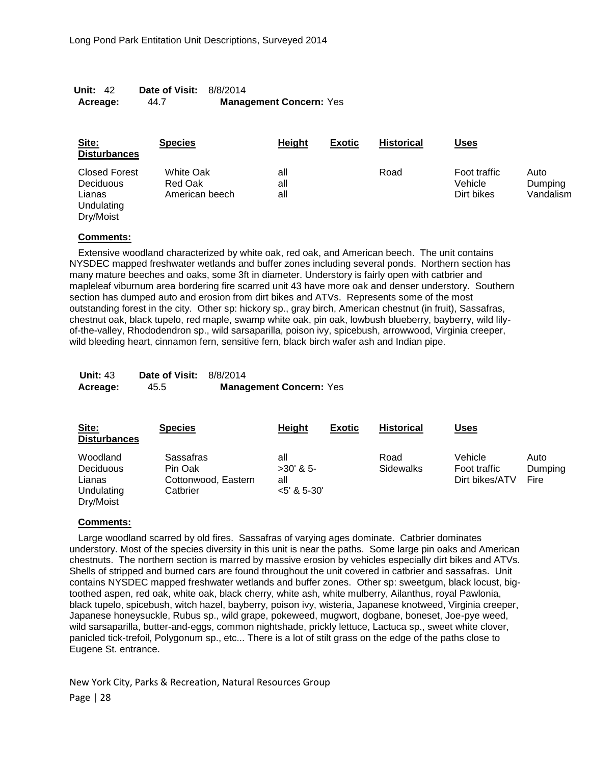**Unit:** 42 **Date of Visit:** 8/8/2014
**Acreage:** 44.7 **Management Concern:** Yes

| Site: | Species | Height | Exotic | Historical | Uses | Disturbances |
|---|---|---|---|---|---|---|
| Closed Forest | White Oak | all | | Road | Foot traffic | Auto |
| Deciduous | Red Oak | all | | | Vehicle | Dumping |
| Lianas | American beech | all | | | Dirt bikes | Vandalism |
| Undulating | | | | | | |
| Dry/Moist | | | | | | |

**Comments:**

Extensive woodland characterized by white oak, red oak, and American beech. The unit contains NYSDEC mapped freshwater wetlands and buffer zones including several ponds. Northern section has many mature beeches and oaks, some 3ft in diameter. Understory is fairly open with catbrier and mapleleaf viburnum area bordering fire scarred unit 43 have more oak and denser understory. Southern section has dumped auto and erosion from dirt bikes and ATVs. Represents some of the most outstanding forest in the city. Other sp: hickory sp., gray birch, American chestnut (in fruit), Sassafras, chestnut oak, black tupelo, red maple, swamp white oak, pin oak, lowbush blueberry, bayberry, wild lily-of-the-valley, Rhododendron sp., wild sarsaparilla, poison ivy, spicebush, arrowwood, Virginia creeper, wild bleeding heart, cinnamon fern, sensitive fern, black birch wafer ash and Indian pipe.

**Unit:** 43 **Date of Visit:** 8/8/2014
**Acreage:** 45.5 **Management Concern:** Yes

| Site: | Species | Height | Exotic | Historical | Uses | Disturbances |
|---|---|---|---|---|---|---|
| Woodland | Sassafras | all | | Road | Vehicle | Auto |
| Deciduous | Pin Oak | >30' & 5- | | Sidewalks | Foot traffic | Dumping |
| Lianas | Cottonwood, Eastern | all | | | Dirt bikes/ATV | Fire |
| Undulating | Catbrier | <5' & 5-30' | | | | |
| Dry/Moist | | | | | | |

**Comments:**

Large woodland scarred by old fires. Sassafras of varying ages dominate. Catbrier dominates understory. Most of the species diversity in this unit is near the paths. Some large pin oaks and American chestnuts. The northern section is marred by massive erosion by vehicles especially dirt bikes and ATVs. Shells of stripped and burned cars are found throughout the unit covered in catbrier and sassafras. Unit contains NYSDEC mapped freshwater wetlands and buffer zones. Other sp: sweetgum, black locust, big-toothed aspen, red oak, white oak, black cherry, white ash, white mulberry, Ailanthus, royal Pawlonia, black tupelo, spicebush, witch hazel, bayberry, poison ivy, wisteria, Japanese knotweed, Virginia creeper, Japanese honeysuckle, Rubus sp., wild grape, pokeweed, mugwort, dogbane, boneset, Joe-pye weed, wild sarsaparilla, butter-and-eggs, common nightshade, prickly lettuce, Lactuca sp., sweet white clover, panicled tick-trefoil, Polygonum sp., etc... There is a lot of stilt grass on the edge of the paths close to Eugene St. entrance.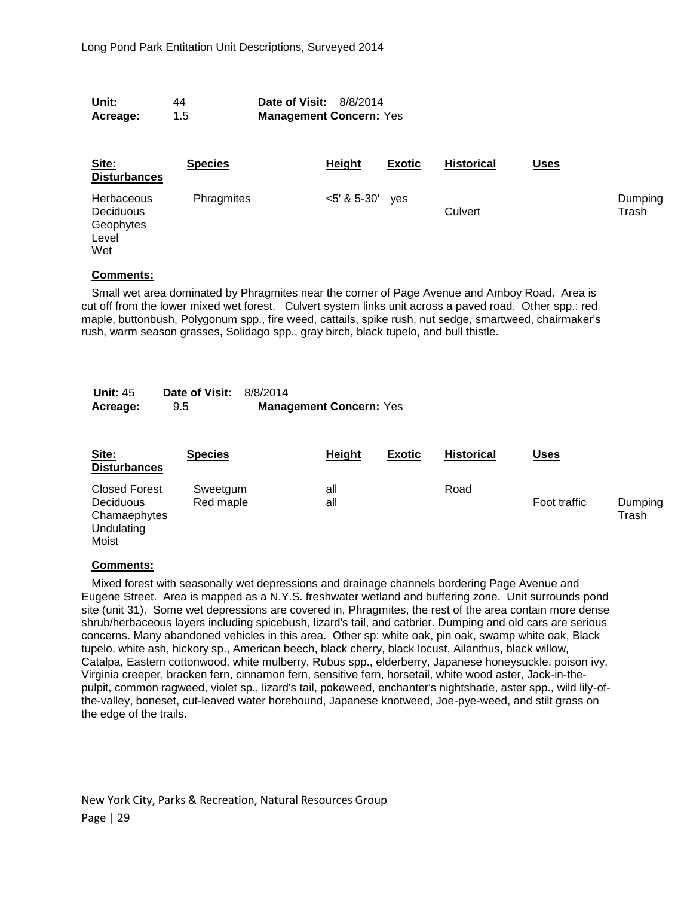**Unit:** 44 **Date of Visit:** 8/8/2014
**Acreage:** 1.5 **Management Concern:** Yes

| Site: | Species | Height | Exotic | Historical | Uses | Disturbances |
|---|---|---|---|---|---|---|
| Herbaceous<br>Deciduous<br>Geophytes<br>Level<br>Wet | Phragmites | <5' & 5-30' | yes | Culvert | | Dumping<br>Trash |

**Comments:**

Small wet area dominated by Phragmites near the corner of Page Avenue and Amboy Road. Area is cut off from the lower mixed wet forest. Culvert system links unit across a paved road. Other spp.: red maple, buttonbush, Polygonum spp., fire weed, cattails, spike rush, nut sedge, smartweed, chairmaker's rush, warm season grasses, Solidago spp., gray birch, black tupelo, and bull thistle.

**Unit:** 45 **Date of Visit:** 8/8/2014
**Acreage:** 9.5 **Management Concern:** Yes

| Site: | Species | Height | Exotic | Historical | Uses | Disturbances |
|---|---|---|---|---|---|---|
| Closed Forest<br>Deciduous<br>Chamaephytes<br>Undulating<br>Moist | Sweetgum<br>Red maple | all<br>all | | Road | Foot traffic | Dumping<br>Trash |

**Comments:**

Mixed forest with seasonally wet depressions and drainage channels bordering Page Avenue and Eugene Street. Area is mapped as a N.Y.S. freshwater wetland and buffering zone. Unit surrounds pond site (unit 31). Some wet depressions are covered in, Phragmites, the rest of the area contain more dense shrub/herbaceous layers including spicebush, lizard's tail, and catbrier. Dumping and old cars are serious concerns. Many abandoned vehicles in this area. Other sp: white oak, pin oak, swamp white oak, Black tupelo, white ash, hickory sp., American beech, black cherry, black locust, Ailanthus, black willow, Catalpa, Eastern cottonwood, white mulberry, Rubus spp., elderberry, Japanese honeysuckle, poison ivy, Virginia creeper, bracken fern, cinnamon fern, sensitive fern, horsetail, white wood aster, Jack-in-the-pulpit, common ragweed, violet sp., lizard's tail, pokeweed, enchanter's nightshade, aster spp., wild lily-of-the-valley, boneset, cut-leaved water horehound, Japanese knotweed, Joe-pye-weed, and stilt grass on the edge of the trails.